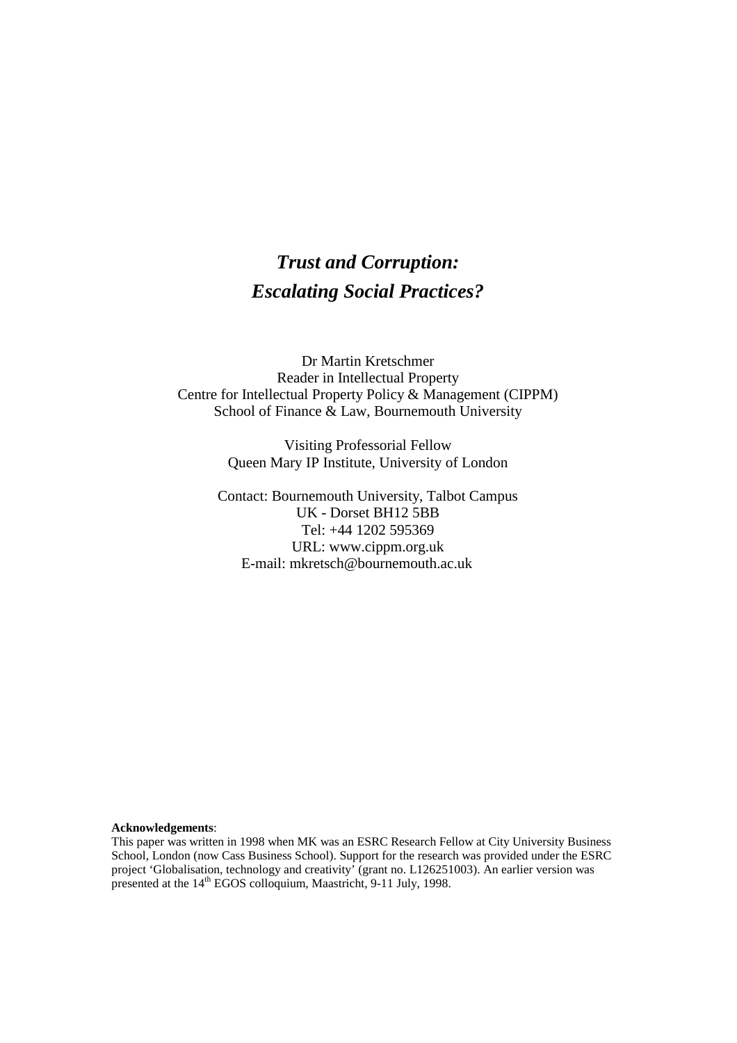# *Trust and Corruption: Escalating Social Practices?*

Dr Martin Kretschmer  
Reader in Intellectual Property  
Centre for Intellectual Property Policy & Management (CIPPM)  
School of Finance & Law, Bournemouth University

Visiting Professorial Fellow  
Queen Mary IP Institute, University of London

Contact: Bournemouth University, Talbot Campus  
UK - Dorset BH12 5BB  
Tel: +44 1202 595369  
URL: www.cippm.org.uk  
E-mail: mkretsch@bournemouth.ac.uk

**Acknowledgements**:  
This paper was written in 1998 when MK was an ESRC Research Fellow at City University Business School, London (now Cass Business School). Support for the research was provided under the ESRC project 'Globalisation, technology and creativity' (grant no. L126251003). An earlier version was presented at the 14th EGOS colloquium, Maastricht, 9-11 July, 1998.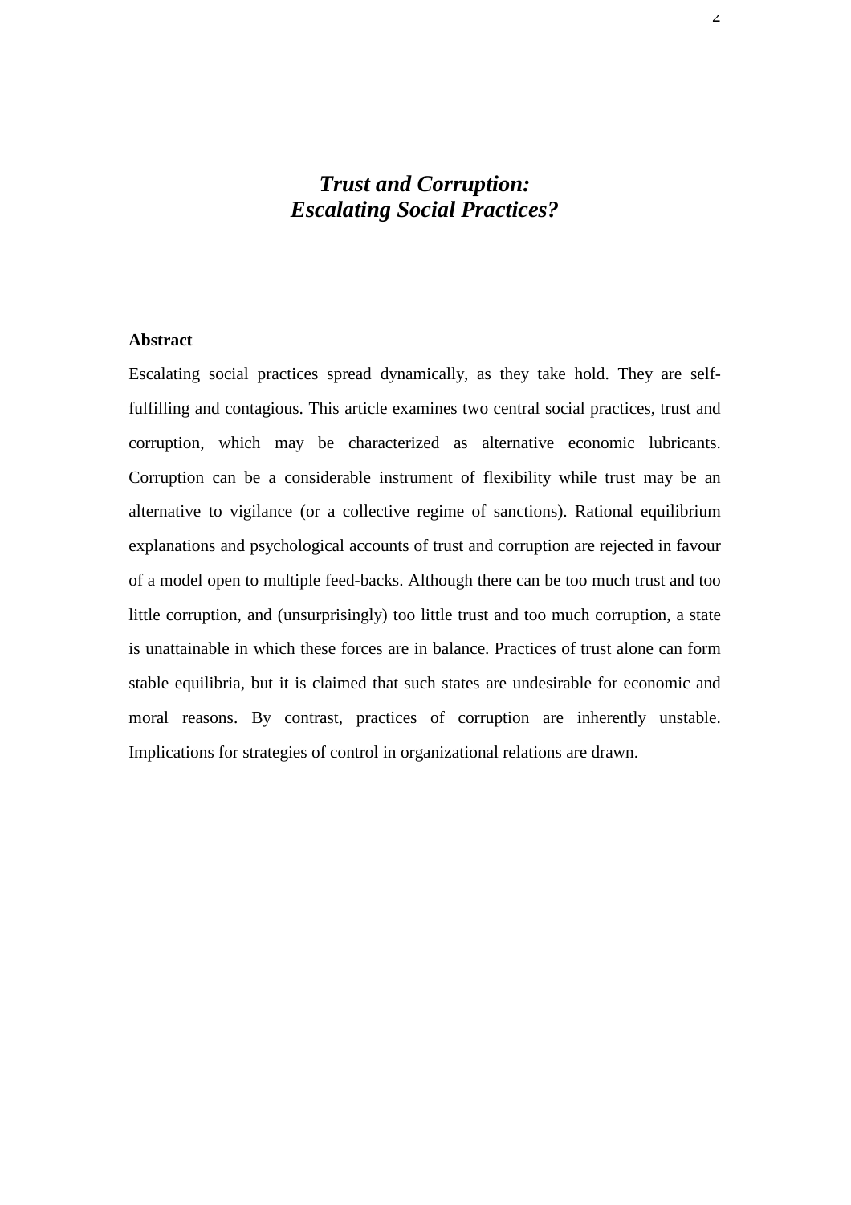# *Trust and Corruption: Escalating Social Practices?*

**Abstract**

Escalating social practices spread dynamically, as they take hold. They are self-fulfilling and contagious. This article examines two central social practices, trust and corruption, which may be characterized as alternative economic lubricants. Corruption can be a considerable instrument of flexibility while trust may be an alternative to vigilance (or a collective regime of sanctions). Rational equilibrium explanations and psychological accounts of trust and corruption are rejected in favour of a model open to multiple feed-backs. Although there can be too much trust and too little corruption, and (unsurprisingly) too little trust and too much corruption, a state is unattainable in which these forces are in balance. Practices of trust alone can form stable equilibria, but it is claimed that such states are undesirable for economic and moral reasons. By contrast, practices of corruption are inherently unstable. Implications for strategies of control in organizational relations are drawn.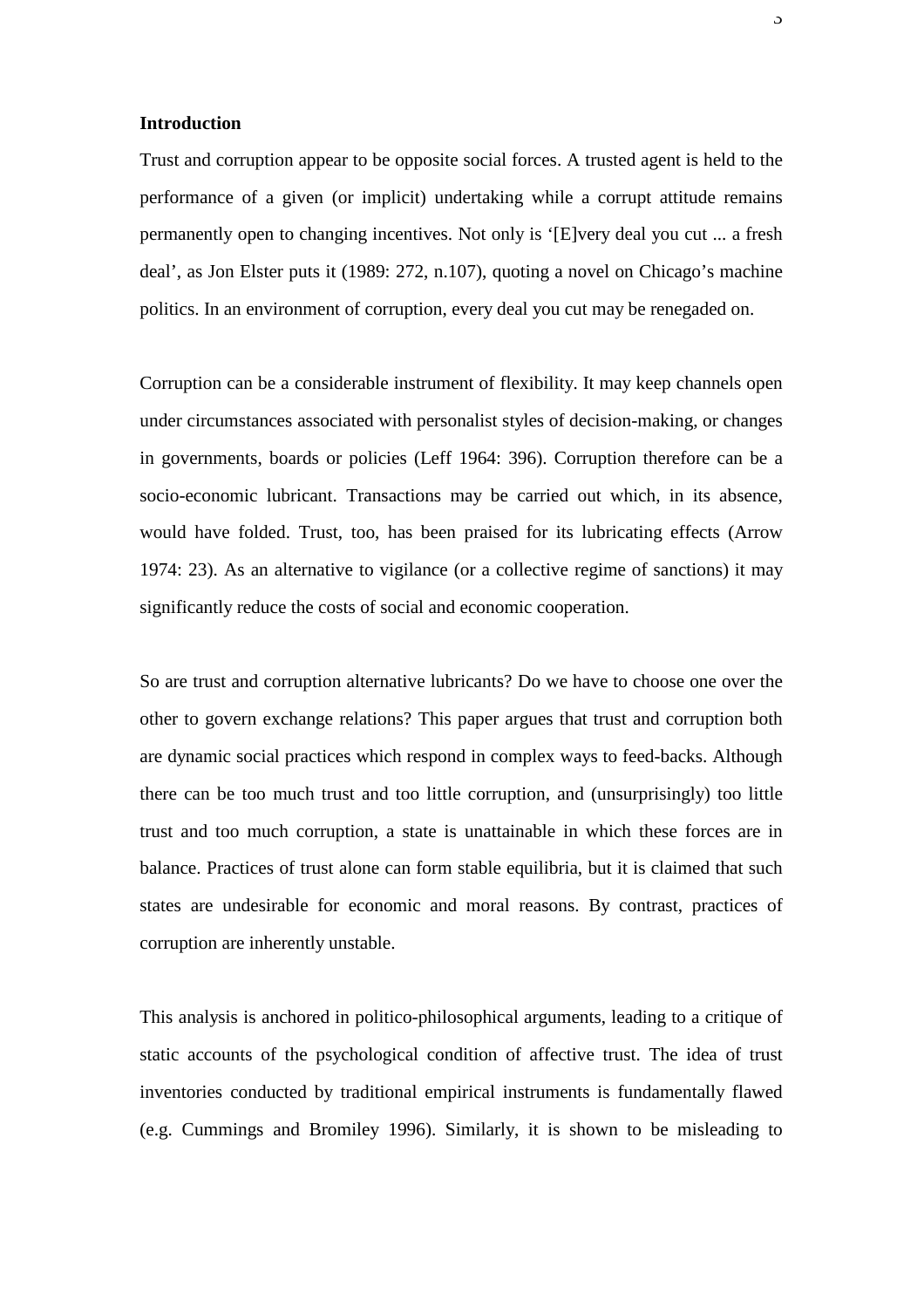**Introduction**

Trust and corruption appear to be opposite social forces. A trusted agent is held to the performance of a given (or implicit) undertaking while a corrupt attitude remains permanently open to changing incentives. Not only is '[E]very deal you cut ... a fresh deal', as Jon Elster puts it (1989: 272, n.107), quoting a novel on Chicago's machine politics. In an environment of corruption, every deal you cut may be renegaded on.

Corruption can be a considerable instrument of flexibility. It may keep channels open under circumstances associated with personalist styles of decision-making, or changes in governments, boards or policies (Leff 1964: 396). Corruption therefore can be a socio-economic lubricant. Transactions may be carried out which, in its absence, would have folded. Trust, too, has been praised for its lubricating effects (Arrow 1974: 23). As an alternative to vigilance (or a collective regime of sanctions) it may significantly reduce the costs of social and economic cooperation.

So are trust and corruption alternative lubricants? Do we have to choose one over the other to govern exchange relations? This paper argues that trust and corruption both are dynamic social practices which respond in complex ways to feed-backs. Although there can be too much trust and too little corruption, and (unsurprisingly) too little trust and too much corruption, a state is unattainable in which these forces are in balance. Practices of trust alone can form stable equilibria, but it is claimed that such states are undesirable for economic and moral reasons. By contrast, practices of corruption are inherently unstable.

This analysis is anchored in politico-philosophical arguments, leading to a critique of static accounts of the psychological condition of affective trust. The idea of trust inventories conducted by traditional empirical instruments is fundamentally flawed (e.g. Cummings and Bromiley 1996). Similarly, it is shown to be misleading to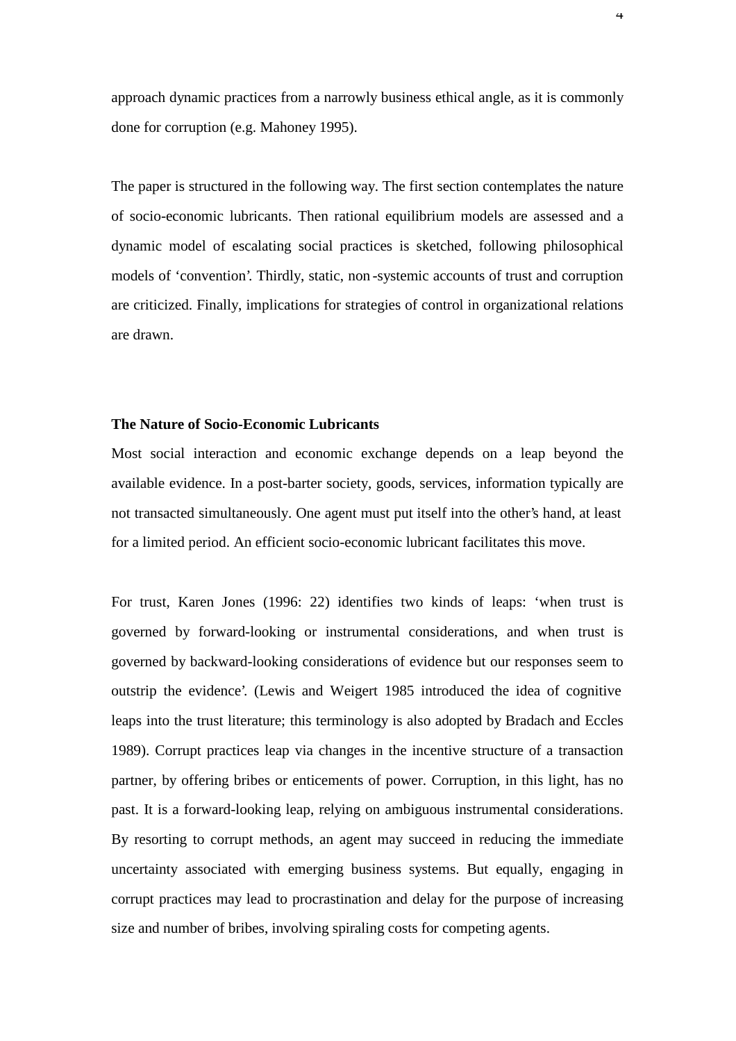approach dynamic practices from a narrowly business ethical angle, as it is commonly done for corruption (e.g. Mahoney 1995).

The paper is structured in the following way. The first section contemplates the nature of socio-economic lubricants. Then rational equilibrium models are assessed and a dynamic model of escalating social practices is sketched, following philosophical models of 'convention'. Thirdly, static, non-systemic accounts of trust and corruption are criticized. Finally, implications for strategies of control in organizational relations are drawn.

**The Nature of Socio-Economic Lubricants**

Most social interaction and economic exchange depends on a leap beyond the available evidence. In a post-barter society, goods, services, information typically are not transacted simultaneously. One agent must put itself into the other's hand, at least for a limited period. An efficient socio-economic lubricant facilitates this move.

For trust, Karen Jones (1996: 22) identifies two kinds of leaps: 'when trust is governed by forward-looking or instrumental considerations, and when trust is governed by backward-looking considerations of evidence but our responses seem to outstrip the evidence'. (Lewis and Weigert 1985 introduced the idea of cognitive leaps into the trust literature; this terminology is also adopted by Bradach and Eccles 1989). Corrupt practices leap via changes in the incentive structure of a transaction partner, by offering bribes or enticements of power. Corruption, in this light, has no past. It is a forward-looking leap, relying on ambiguous instrumental considerations. By resorting to corrupt methods, an agent may succeed in reducing the immediate uncertainty associated with emerging business systems. But equally, engaging in corrupt practices may lead to procrastination and delay for the purpose of increasing size and number of bribes, involving spiraling costs for competing agents.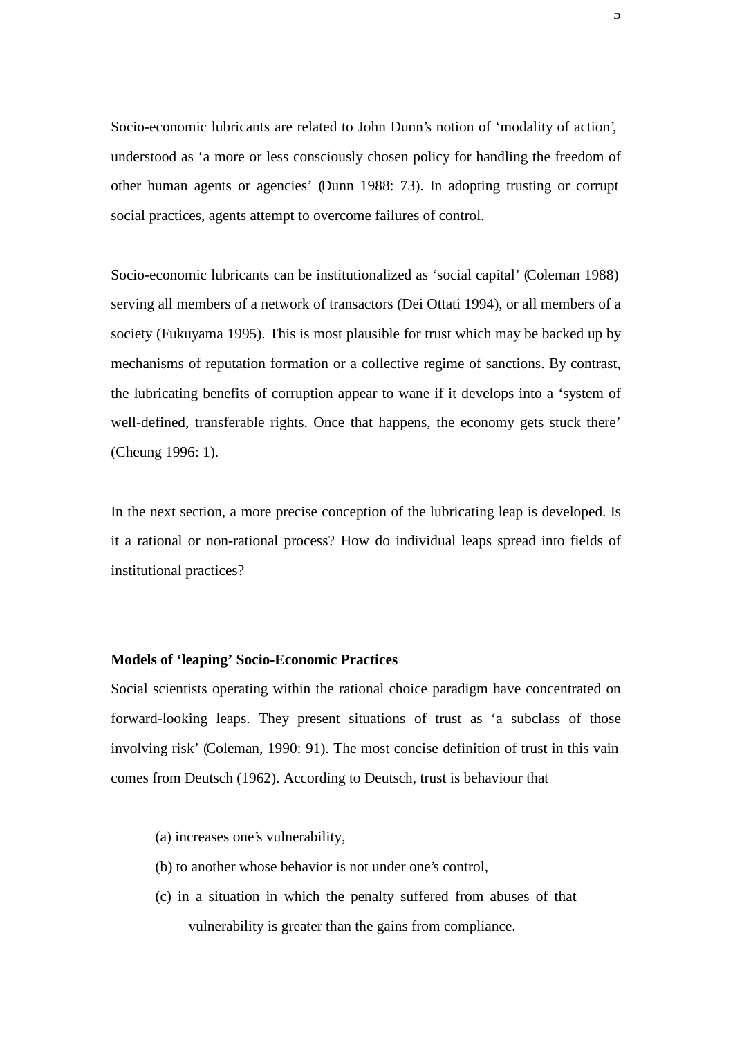Socio-economic lubricants are related to John Dunn's notion of 'modality of action', understood as 'a more or less consciously chosen policy for handling the freedom of other human agents or agencies' (Dunn 1988: 73). In adopting trusting or corrupt social practices, agents attempt to overcome failures of control.

Socio-economic lubricants can be institutionalized as 'social capital' (Coleman 1988) serving all members of a network of transactors (Dei Ottati 1994), or all members of a society (Fukuyama 1995). This is most plausible for trust which may be backed up by mechanisms of reputation formation or a collective regime of sanctions. By contrast, the lubricating benefits of corruption appear to wane if it develops into a 'system of well-defined, transferable rights. Once that happens, the economy gets stuck there' (Cheung 1996: 1).

In the next section, a more precise conception of the lubricating leap is developed. Is it a rational or non-rational process? How do individual leaps spread into fields of institutional practices?

**Models of 'leaping' Socio-Economic Practices**

Social scientists operating within the rational choice paradigm have concentrated on forward-looking leaps. They present situations of trust as 'a subclass of those involving risk' (Coleman, 1990: 91). The most concise definition of trust in this vain comes from Deutsch (1962). According to Deutsch, trust is behaviour that

(a) increases one's vulnerability,

(b) to another whose behavior is not under one's control,

(c) in a situation in which the penalty suffered from abuses of that vulnerability is greater than the gains from compliance.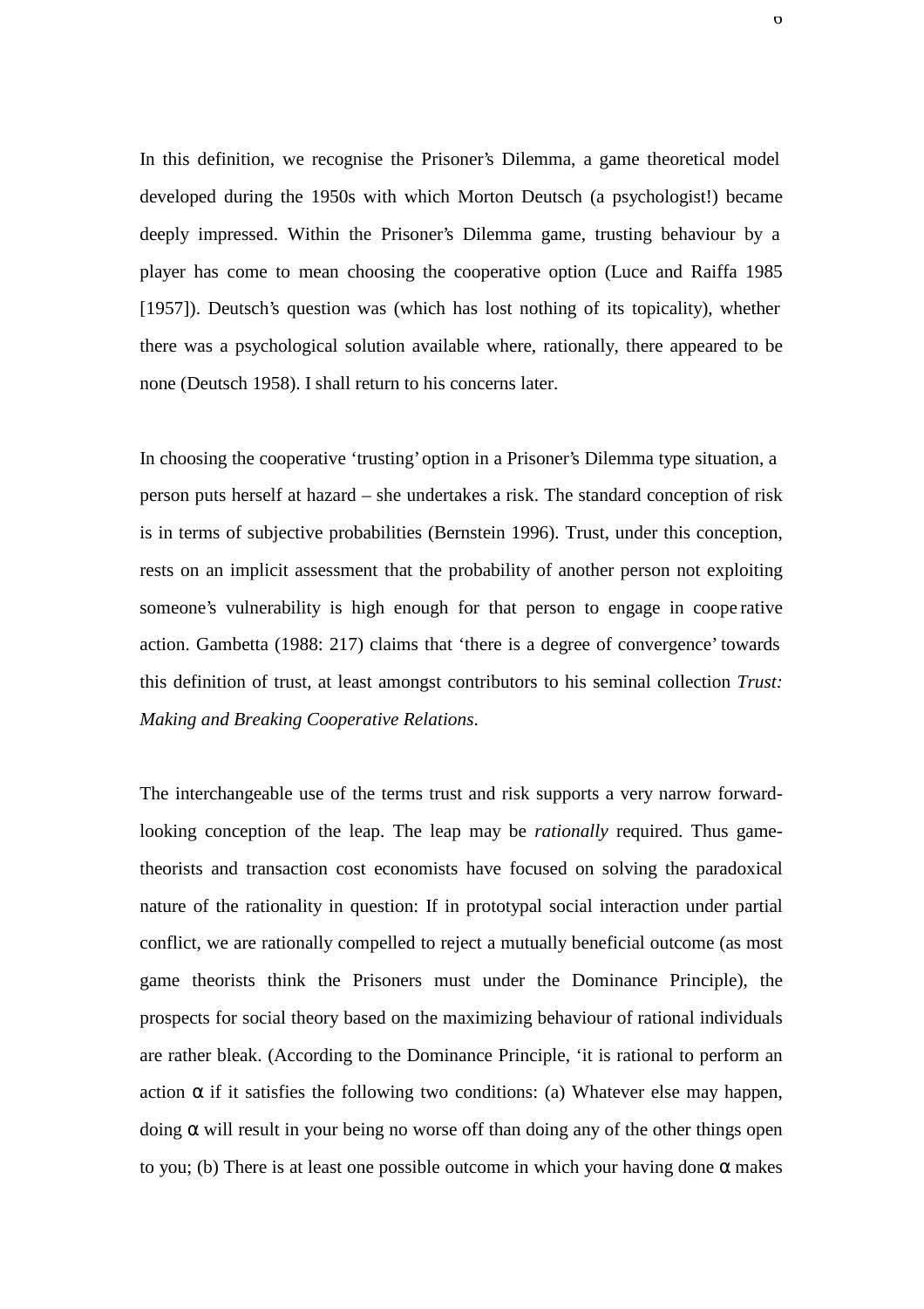In this definition, we recognise the Prisoner's Dilemma, a game theoretical model developed during the 1950s with which Morton Deutsch (a psychologist!) became deeply impressed. Within the Prisoner's Dilemma game, trusting behaviour by a player has come to mean choosing the cooperative option (Luce and Raiffa 1985 [1957]). Deutsch's question was (which has lost nothing of its topicality), whether there was a psychological solution available where, rationally, there appeared to be none (Deutsch 1958). I shall return to his concerns later.

In choosing the cooperative 'trusting' option in a Prisoner's Dilemma type situation, a person puts herself at hazard – she undertakes a risk. The standard conception of risk is in terms of subjective probabilities (Bernstein 1996). Trust, under this conception, rests on an implicit assessment that the probability of another person not exploiting someone's vulnerability is high enough for that person to engage in cooperative action. Gambetta (1988: 217) claims that 'there is a degree of convergence' towards this definition of trust, at least amongst contributors to his seminal collection *Trust: Making and Breaking Cooperative Relations*.

The interchangeable use of the terms trust and risk supports a very narrow forward-looking conception of the leap. The leap may be *rationally* required. Thus game-theorists and transaction cost economists have focused on solving the paradoxical nature of the rationality in question: If in prototypal social interaction under partial conflict, we are rationally compelled to reject a mutually beneficial outcome (as most game theorists think the Prisoners must under the Dominance Principle), the prospects for social theory based on the maximizing behaviour of rational individuals are rather bleak. (According to the Dominance Principle, 'it is rational to perform an action $\alpha$ if it satisfies the following two conditions: (a) Whatever else may happen, doing $\alpha$ will result in your being no worse off than doing any of the other things open to you; (b) There is at least one possible outcome in which your having done $\alpha$ makes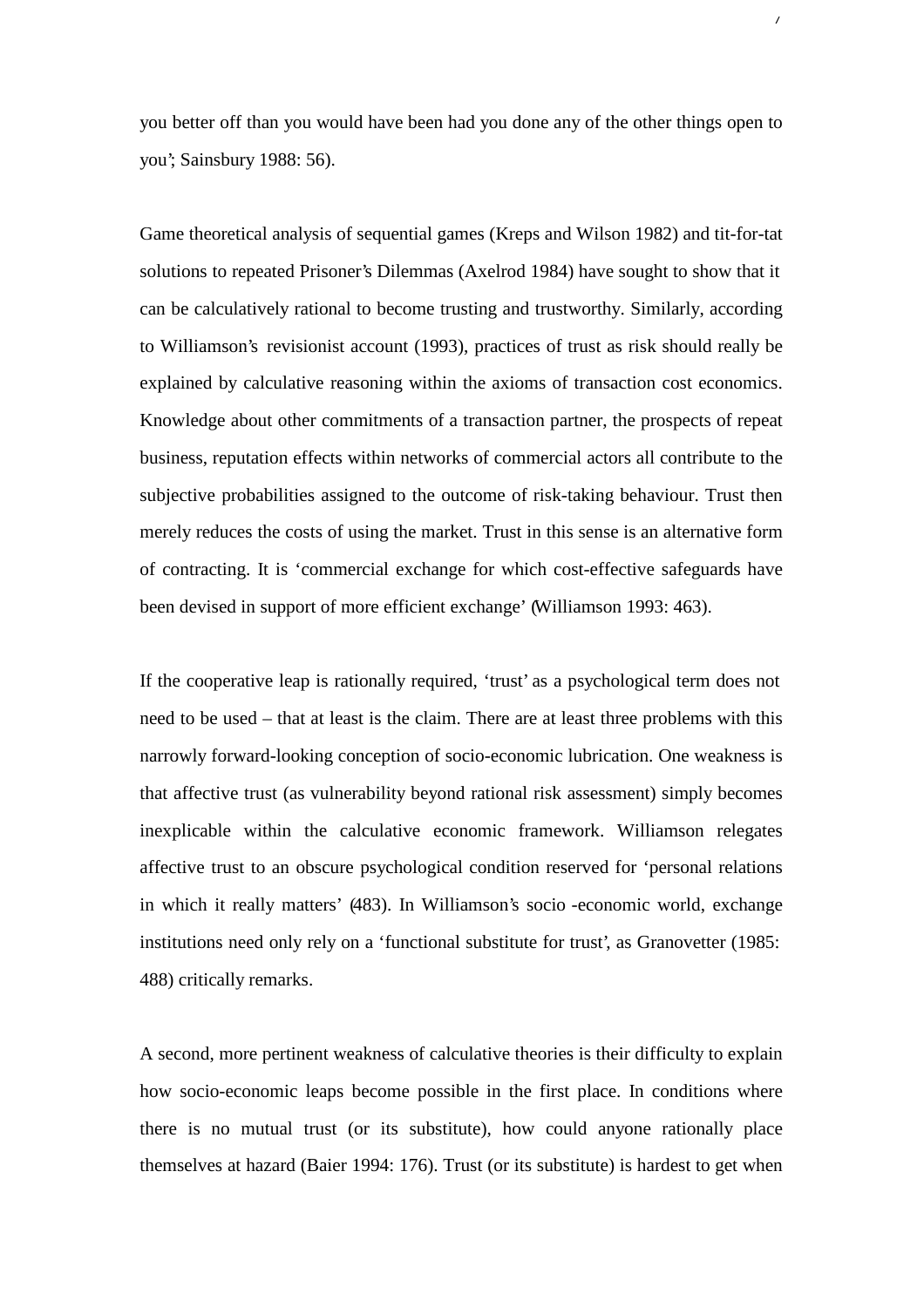you better off than you would have been had you done any of the other things open to you'; Sainsbury 1988: 56).

Game theoretical analysis of sequential games (Kreps and Wilson 1982) and tit-for-tat solutions to repeated Prisoner's Dilemmas (Axelrod 1984) have sought to show that it can be calculatively rational to become trusting and trustworthy. Similarly, according to Williamson's revisionist account (1993), practices of trust as risk should really be explained by calculative reasoning within the axioms of transaction cost economics. Knowledge about other commitments of a transaction partner, the prospects of repeat business, reputation effects within networks of commercial actors all contribute to the subjective probabilities assigned to the outcome of risk-taking behaviour. Trust then merely reduces the costs of using the market. Trust in this sense is an alternative form of contracting. It is 'commercial exchange for which cost-effective safeguards have been devised in support of more efficient exchange' (Williamson 1993: 463).

If the cooperative leap is rationally required, 'trust' as a psychological term does not need to be used – that at least is the claim. There are at least three problems with this narrowly forward-looking conception of socio-economic lubrication. One weakness is that affective trust (as vulnerability beyond rational risk assessment) simply becomes inexplicable within the calculative economic framework. Williamson relegates affective trust to an obscure psychological condition reserved for 'personal relations in which it really matters' (483). In Williamson's socio-economic world, exchange institutions need only rely on a 'functional substitute for trust', as Granovetter (1985: 488) critically remarks.

A second, more pertinent weakness of calculative theories is their difficulty to explain how socio-economic leaps become possible in the first place. In conditions where there is no mutual trust (or its substitute), how could anyone rationally place themselves at hazard (Baier 1994: 176). Trust (or its substitute) is hardest to get when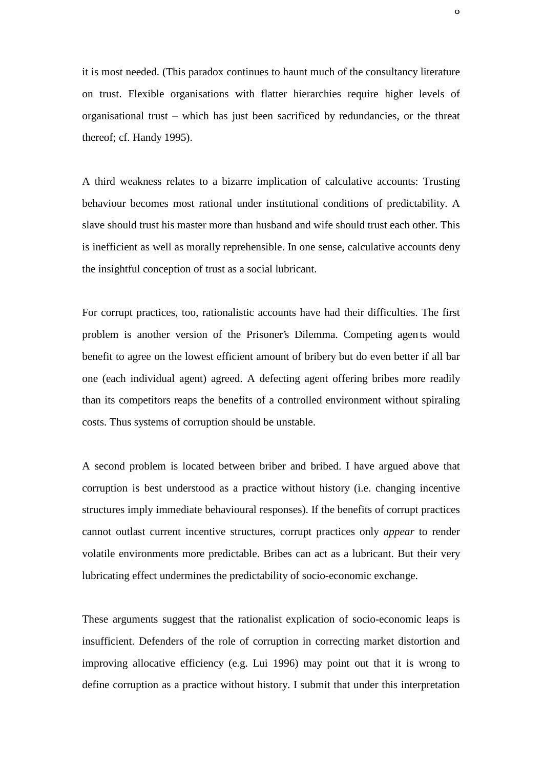it is most needed. (This paradox continues to haunt much of the consultancy literature on trust. Flexible organisations with flatter hierarchies require higher levels of organisational trust – which has just been sacrificed by redundancies, or the threat thereof; cf. Handy 1995).

A third weakness relates to a bizarre implication of calculative accounts: Trusting behaviour becomes most rational under institutional conditions of predictability. A slave should trust his master more than husband and wife should trust each other. This is inefficient as well as morally reprehensible. In one sense, calculative accounts deny the insightful conception of trust as a social lubricant.

For corrupt practices, too, rationalistic accounts have had their difficulties. The first problem is another version of the Prisoner's Dilemma. Competing agents would benefit to agree on the lowest efficient amount of bribery but do even better if all bar one (each individual agent) agreed. A defecting agent offering bribes more readily than its competitors reaps the benefits of a controlled environment without spiraling costs. Thus systems of corruption should be unstable.

A second problem is located between briber and bribed. I have argued above that corruption is best understood as a practice without history (i.e. changing incentive structures imply immediate behavioural responses). If the benefits of corrupt practices cannot outlast current incentive structures, corrupt practices only *appear* to render volatile environments more predictable. Bribes can act as a lubricant. But their very lubricating effect undermines the predictability of socio-economic exchange.

These arguments suggest that the rationalist explication of socio-economic leaps is insufficient. Defenders of the role of corruption in correcting market distortion and improving allocative efficiency (e.g. Lui 1996) may point out that it is wrong to define corruption as a practice without history. I submit that under this interpretation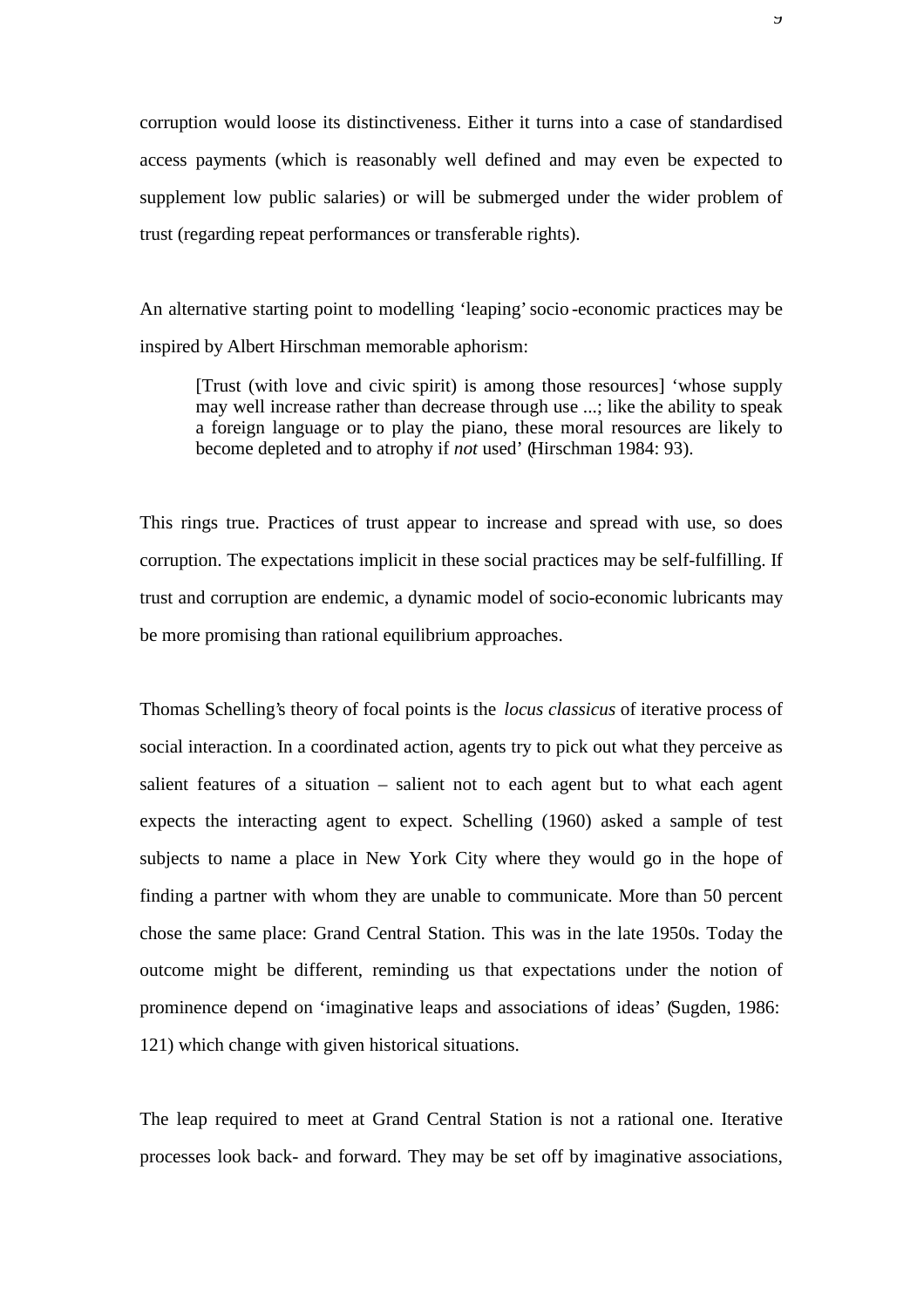corruption would loose its distinctiveness. Either it turns into a case of standardised access payments (which is reasonably well defined and may even be expected to supplement low public salaries) or will be submerged under the wider problem of trust (regarding repeat performances or transferable rights).

An alternative starting point to modelling 'leaping' socio-economic practices may be inspired by Albert Hirschman memorable aphorism:

> [Trust (with love and civic spirit) is among those resources] 'whose supply may well increase rather than decrease through use ...; like the ability to speak a foreign language or to play the piano, these moral resources are likely to become depleted and to atrophy if *not* used' (Hirschman 1984: 93).

This rings true. Practices of trust appear to increase and spread with use, so does corruption. The expectations implicit in these social practices may be self-fulfilling. If trust and corruption are endemic, a dynamic model of socio-economic lubricants may be more promising than rational equilibrium approaches.

Thomas Schelling's theory of focal points is the *locus classicus* of iterative process of social interaction. In a coordinated action, agents try to pick out what they perceive as salient features of a situation – salient not to each agent but to what each agent expects the interacting agent to expect. Schelling (1960) asked a sample of test subjects to name a place in New York City where they would go in the hope of finding a partner with whom they are unable to communicate. More than 50 percent chose the same place: Grand Central Station. This was in the late 1950s. Today the outcome might be different, reminding us that expectations under the notion of prominence depend on 'imaginative leaps and associations of ideas' (Sugden, 1986: 121) which change with given historical situations.

The leap required to meet at Grand Central Station is not a rational one. Iterative processes look back- and forward. They may be set off by imaginative associations,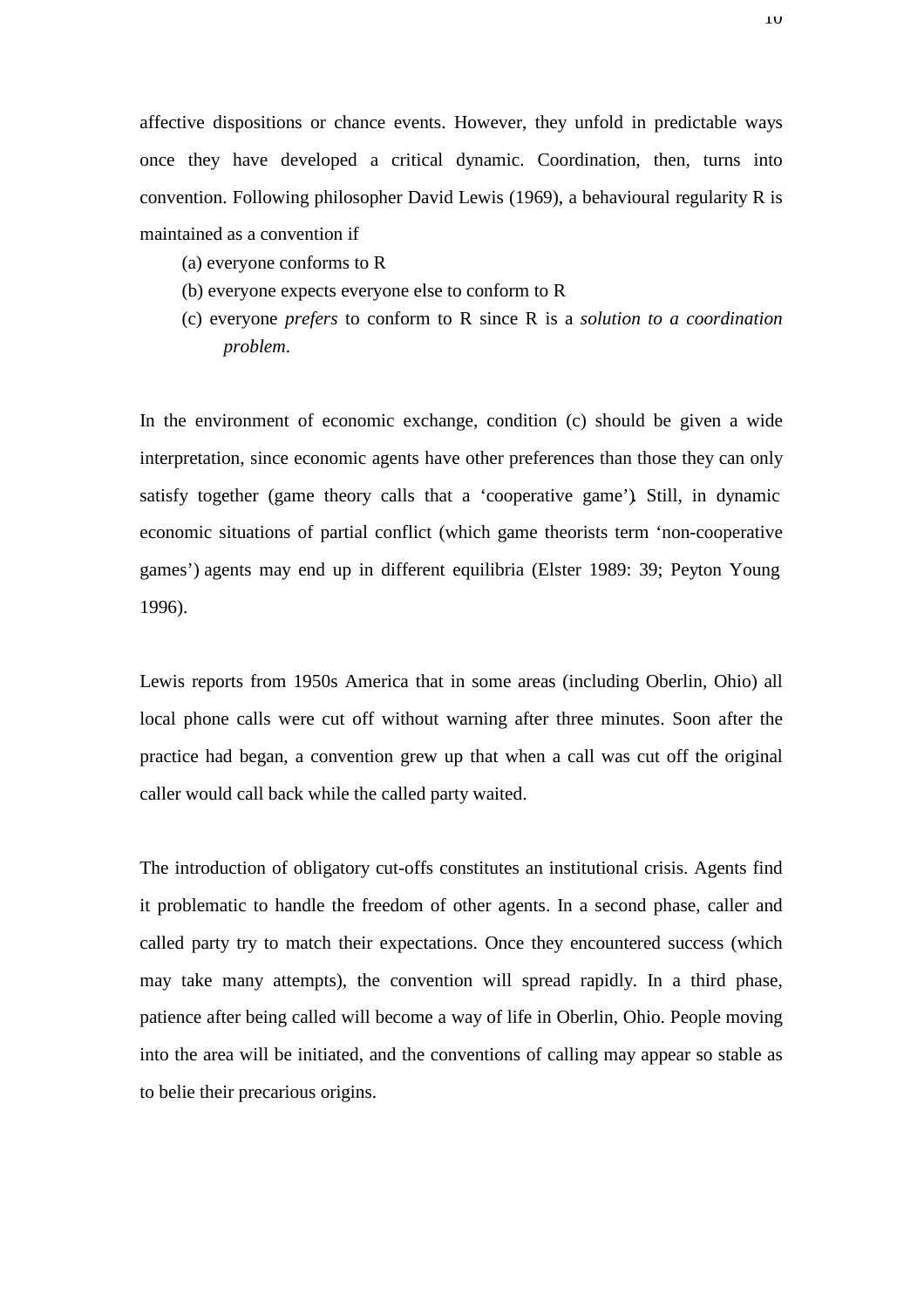affective dispositions or chance events. However, they unfold in predictable ways once they have developed a critical dynamic. Coordination, then, turns into convention. Following philosopher David Lewis (1969), a behavioural regularity R is maintained as a convention if

(a) everyone conforms to R
(b) everyone expects everyone else to conform to R
(c) everyone *prefers* to conform to R since R is a *solution to a coordination problem*.

In the environment of economic exchange, condition (c) should be given a wide interpretation, since economic agents have other preferences than those they can only satisfy together (game theory calls that a 'cooperative game'). Still, in dynamic economic situations of partial conflict (which game theorists term 'non-cooperative games') agents may end up in different equilibria (Elster 1989: 39; Peyton Young 1996).

Lewis reports from 1950s America that in some areas (including Oberlin, Ohio) all local phone calls were cut off without warning after three minutes. Soon after the practice had began, a convention grew up that when a call was cut off the original caller would call back while the called party waited.

The introduction of obligatory cut-offs constitutes an institutional crisis. Agents find it problematic to handle the freedom of other agents. In a second phase, caller and called party try to match their expectations. Once they encountered success (which may take many attempts), the convention will spread rapidly. In a third phase, patience after being called will become a way of life in Oberlin, Ohio. People moving into the area will be initiated, and the conventions of calling may appear so stable as to belie their precarious origins.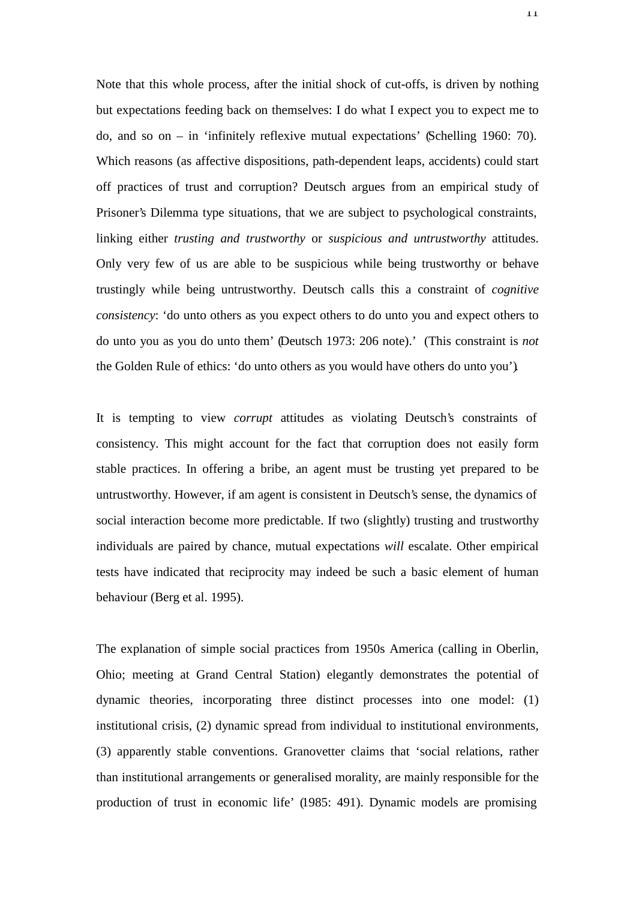Note that this whole process, after the initial shock of cut-offs, is driven by nothing but expectations feeding back on themselves: I do what I expect you to expect me to do, and so on – in 'infinitely reflexive mutual expectations' (Schelling 1960: 70). Which reasons (as affective dispositions, path-dependent leaps, accidents) could start off practices of trust and corruption? Deutsch argues from an empirical study of Prisoner's Dilemma type situations, that we are subject to psychological constraints, linking either *trusting and trustworthy* or *suspicious and untrustworthy* attitudes. Only very few of us are able to be suspicious while being trustworthy or behave trustingly while being untrustworthy. Deutsch calls this a constraint of *cognitive consistency*: 'do unto others as you expect others to do unto you and expect others to do unto you as you do unto them' (Deutsch 1973: 206 note).' (This constraint is *not* the Golden Rule of ethics: 'do unto others as you would have others do unto you').

It is tempting to view *corrupt* attitudes as violating Deutsch's constraints of consistency. This might account for the fact that corruption does not easily form stable practices. In offering a bribe, an agent must be trusting yet prepared to be untrustworthy. However, if am agent is consistent in Deutsch's sense, the dynamics of social interaction become more predictable. If two (slightly) trusting and trustworthy individuals are paired by chance, mutual expectations *will* escalate. Other empirical tests have indicated that reciprocity may indeed be such a basic element of human behaviour (Berg et al. 1995).

The explanation of simple social practices from 1950s America (calling in Oberlin, Ohio; meeting at Grand Central Station) elegantly demonstrates the potential of dynamic theories, incorporating three distinct processes into one model: (1) institutional crisis, (2) dynamic spread from individual to institutional environments, (3) apparently stable conventions. Granovetter claims that 'social relations, rather than institutional arrangements or generalised morality, are mainly responsible for the production of trust in economic life' (1985: 491). Dynamic models are promising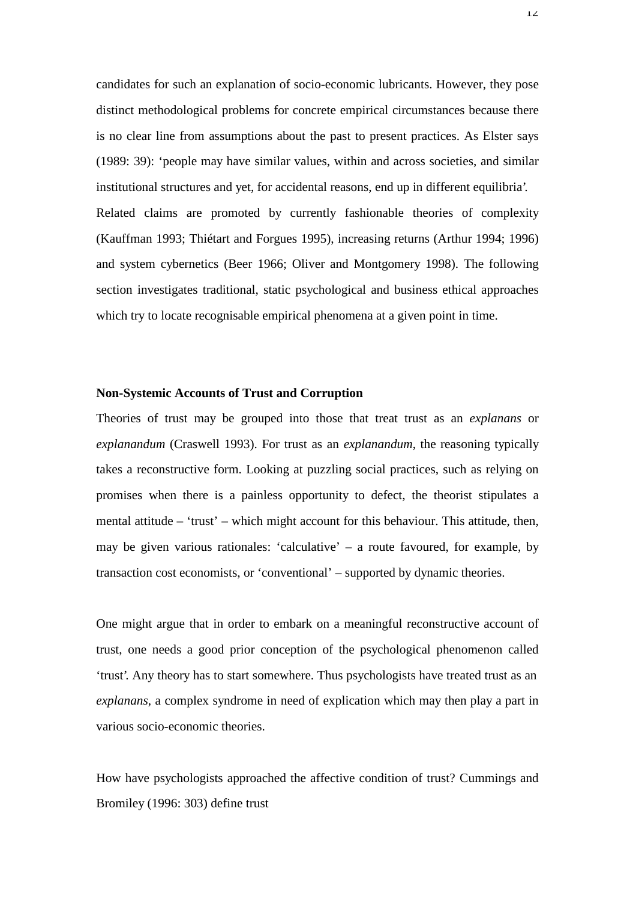candidates for such an explanation of socio-economic lubricants. However, they pose distinct methodological problems for concrete empirical circumstances because there is no clear line from assumptions about the past to present practices. As Elster says (1989: 39): 'people may have similar values, within and across societies, and similar institutional structures and yet, for accidental reasons, end up in different equilibria'. Related claims are promoted by currently fashionable theories of complexity (Kauffman 1993; Thiétart and Forgues 1995), increasing returns (Arthur 1994; 1996) and system cybernetics (Beer 1966; Oliver and Montgomery 1998). The following section investigates traditional, static psychological and business ethical approaches which try to locate recognisable empirical phenomena at a given point in time.

**Non-Systemic Accounts of Trust and Corruption**

Theories of trust may be grouped into those that treat trust as an *explanans* or *explanandum* (Craswell 1993). For trust as an *explanandum*, the reasoning typically takes a reconstructive form. Looking at puzzling social practices, such as relying on promises when there is a painless opportunity to defect, the theorist stipulates a mental attitude – 'trust' – which might account for this behaviour. This attitude, then, may be given various rationales: 'calculative' – a route favoured, for example, by transaction cost economists, or 'conventional' – supported by dynamic theories.

One might argue that in order to embark on a meaningful reconstructive account of trust, one needs a good prior conception of the psychological phenomenon called 'trust'. Any theory has to start somewhere. Thus psychologists have treated trust as an *explanans*, a complex syndrome in need of explication which may then play a part in various socio-economic theories.

How have psychologists approached the affective condition of trust? Cummings and Bromiley (1996: 303) define trust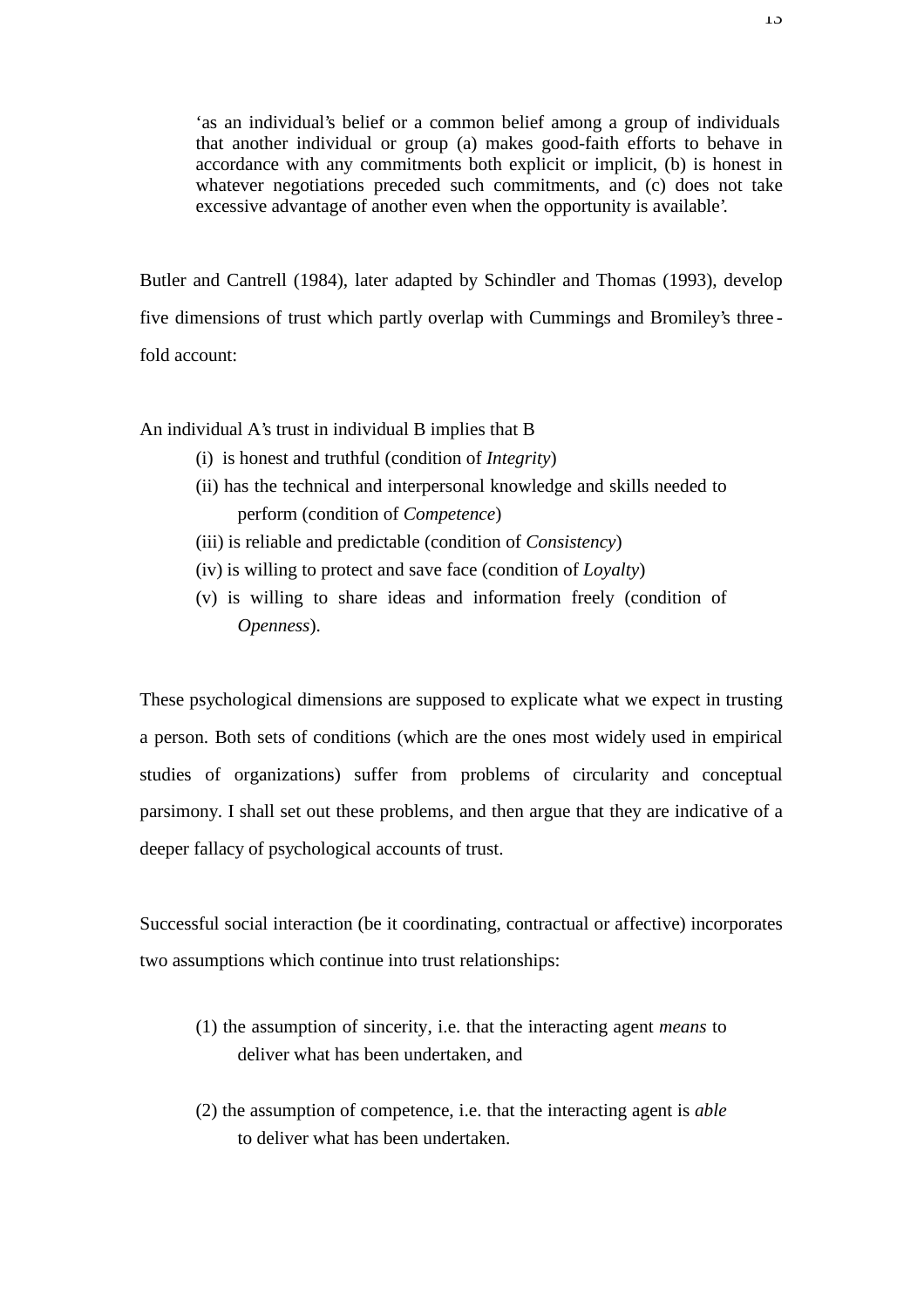> 'as an individual's belief or a common belief among a group of individuals that another individual or group (a) makes good-faith efforts to behave in accordance with any commitments both explicit or implicit, (b) is honest in whatever negotiations preceded such commitments, and (c) does not take excessive advantage of another even when the opportunity is available'.

Butler and Cantrell (1984), later adapted by Schindler and Thomas (1993), develop five dimensions of trust which partly overlap with Cummings and Bromiley's three-fold account:

An individual A's trust in individual B implies that B

- (i) is honest and truthful (condition of *Integrity*)
- (ii) has the technical and interpersonal knowledge and skills needed to perform (condition of *Competence*)
- (iii) is reliable and predictable (condition of *Consistency*)
- (iv) is willing to protect and save face (condition of *Loyalty*)
- (v) is willing to share ideas and information freely (condition of *Openness*).

These psychological dimensions are supposed to explicate what we expect in trusting a person. Both sets of conditions (which are the ones most widely used in empirical studies of organizations) suffer from problems of circularity and conceptual parsimony. I shall set out these problems, and then argue that they are indicative of a deeper fallacy of psychological accounts of trust.

Successful social interaction (be it coordinating, contractual or affective) incorporates two assumptions which continue into trust relationships:

(1) the assumption of sincerity, i.e. that the interacting agent *means* to deliver what has been undertaken, and

(2) the assumption of competence, i.e. that the interacting agent is *able* to deliver what has been undertaken.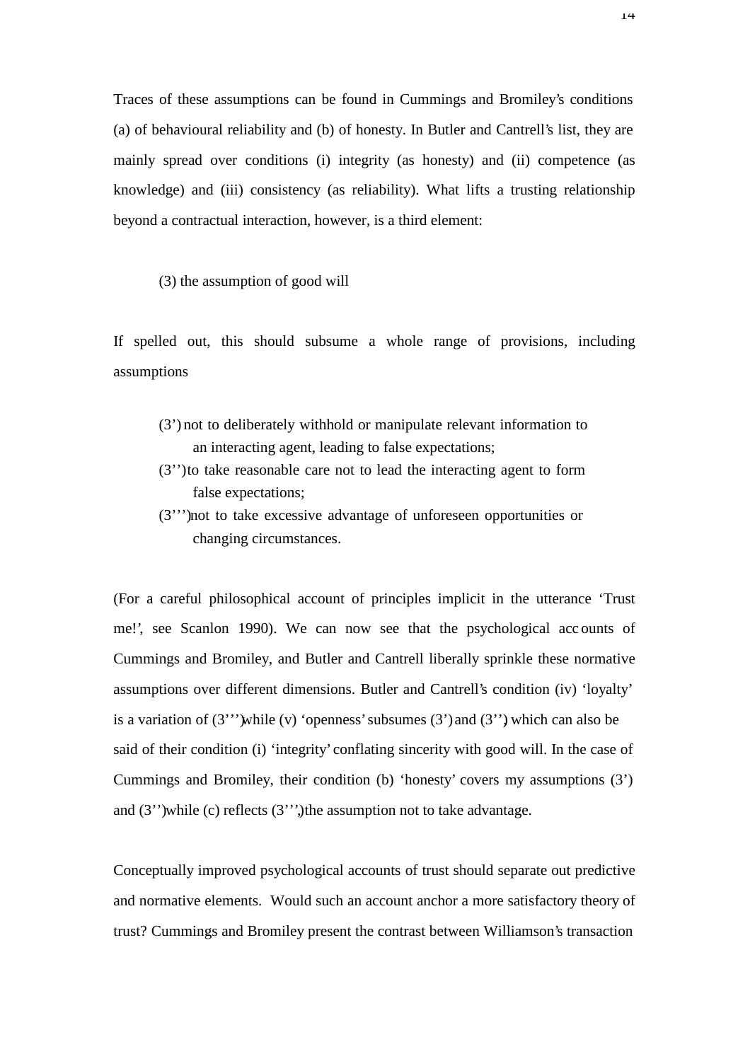Traces of these assumptions can be found in Cummings and Bromiley's conditions (a) of behavioural reliability and (b) of honesty. In Butler and Cantrell's list, they are mainly spread over conditions (i) integrity (as honesty) and (ii) competence (as knowledge) and (iii) consistency (as reliability). What lifts a trusting relationship beyond a contractual interaction, however, is a third element:

(3) the assumption of good will

If spelled out, this should subsume a whole range of provisions, including assumptions

(3') not to deliberately withhold or manipulate relevant information to an interacting agent, leading to false expectations;

(3'') to take reasonable care not to lead the interacting agent to form false expectations;

(3''') not to take excessive advantage of unforeseen opportunities or changing circumstances.

(For a careful philosophical account of principles implicit in the utterance 'Trust me!', see Scanlon 1990). We can now see that the psychological accounts of Cummings and Bromiley, and Butler and Cantrell liberally sprinkle these normative assumptions over different dimensions. Butler and Cantrell's condition (iv) 'loyalty' is a variation of (3''') while (v) 'openness' subsumes (3') and (3''), which can also be said of their condition (i) 'integrity' conflating sincerity with good will. In the case of Cummings and Bromiley, their condition (b) 'honesty' covers my assumptions (3') and (3'') while (c) reflects (3'''), the assumption not to take advantage.

Conceptually improved psychological accounts of trust should separate out predictive and normative elements. Would such an account anchor a more satisfactory theory of trust? Cummings and Bromiley present the contrast between Williamson's transaction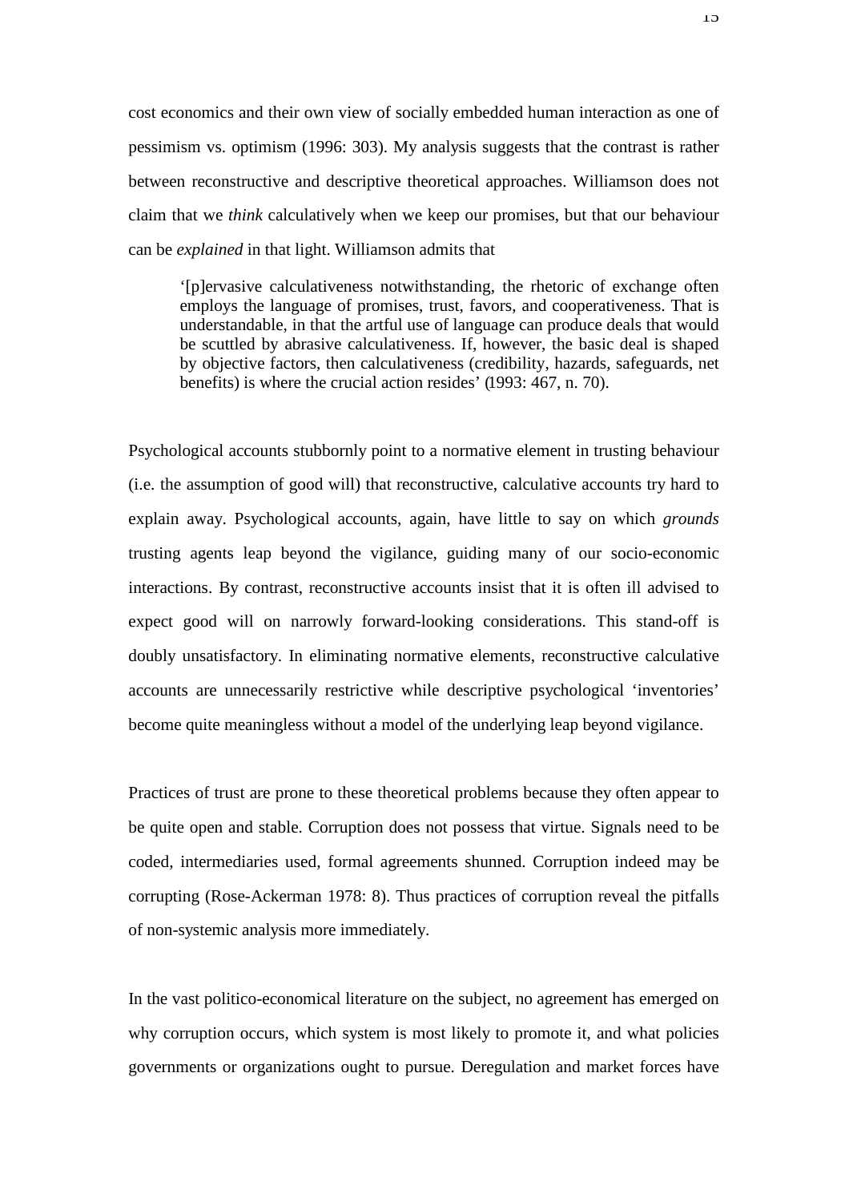cost economics and their own view of socially embedded human interaction as one of pessimism vs. optimism (1996: 303). My analysis suggests that the contrast is rather between reconstructive and descriptive theoretical approaches. Williamson does not claim that we *think* calculatively when we keep our promises, but that our behaviour can be *explained* in that light. Williamson admits that

> '[p]ervasive calculativeness notwithstanding, the rhetoric of exchange often employs the language of promises, trust, favors, and cooperativeness. That is understandable, in that the artful use of language can produce deals that would be scuttled by abrasive calculativeness. If, however, the basic deal is shaped by objective factors, then calculativeness (credibility, hazards, safeguards, net benefits) is where the crucial action resides' (1993: 467, n. 70).

Psychological accounts stubbornly point to a normative element in trusting behaviour (i.e. the assumption of good will) that reconstructive, calculative accounts try hard to explain away. Psychological accounts, again, have little to say on which *grounds* trusting agents leap beyond the vigilance, guiding many of our socio-economic interactions. By contrast, reconstructive accounts insist that it is often ill advised to expect good will on narrowly forward-looking considerations. This stand-off is doubly unsatisfactory. In eliminating normative elements, reconstructive calculative accounts are unnecessarily restrictive while descriptive psychological 'inventories' become quite meaningless without a model of the underlying leap beyond vigilance.

Practices of trust are prone to these theoretical problems because they often appear to be quite open and stable. Corruption does not possess that virtue. Signals need to be coded, intermediaries used, formal agreements shunned. Corruption indeed may be corrupting (Rose-Ackerman 1978: 8). Thus practices of corruption reveal the pitfalls of non-systemic analysis more immediately.

In the vast politico-economical literature on the subject, no agreement has emerged on why corruption occurs, which system is most likely to promote it, and what policies governments or organizations ought to pursue. Deregulation and market forces have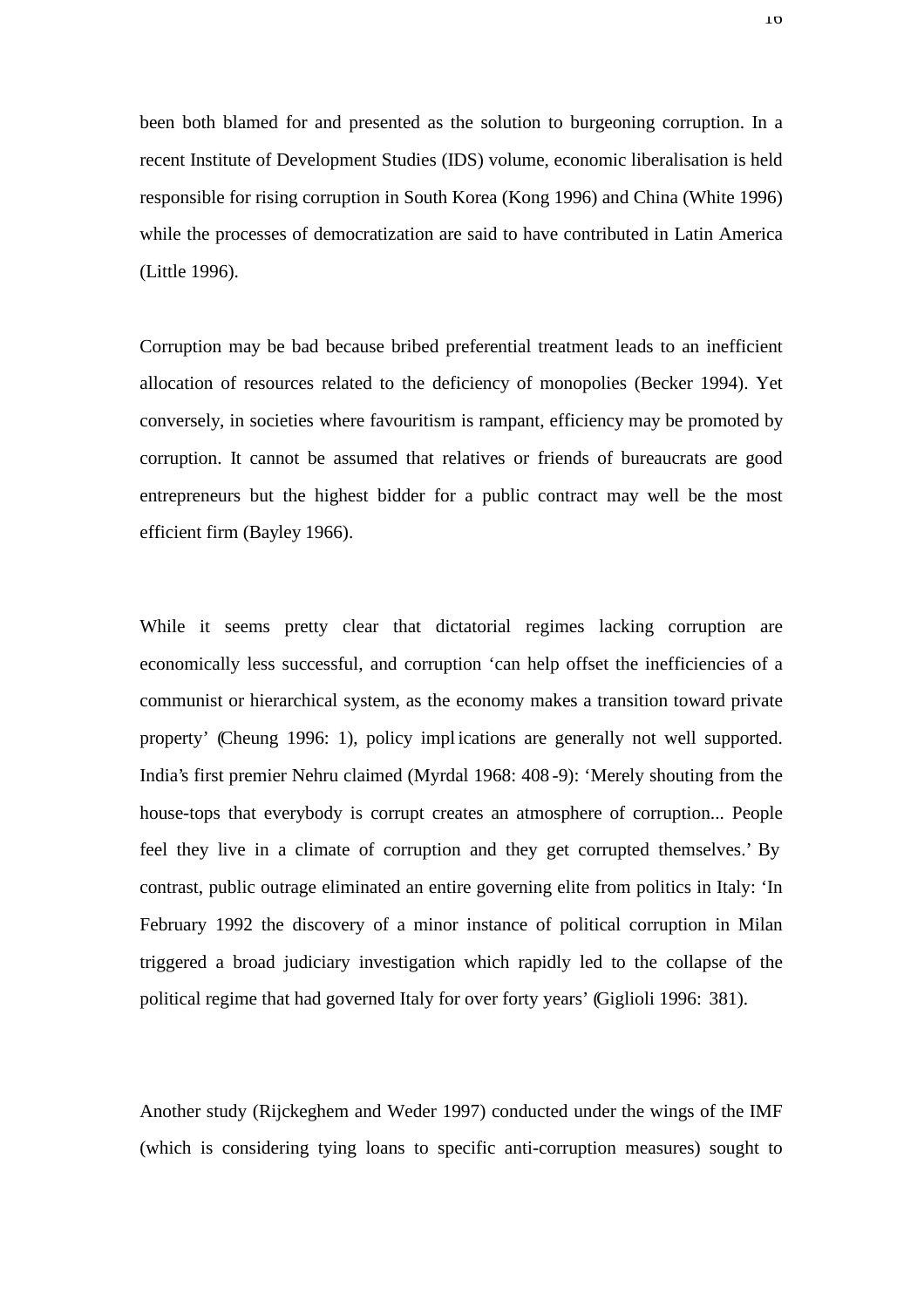been both blamed for and presented as the solution to burgeoning corruption. In a recent Institute of Development Studies (IDS) volume, economic liberalisation is held responsible for rising corruption in South Korea (Kong 1996) and China (White 1996) while the processes of democratization are said to have contributed in Latin America (Little 1996).

Corruption may be bad because bribed preferential treatment leads to an inefficient allocation of resources related to the deficiency of monopolies (Becker 1994). Yet conversely, in societies where favouritism is rampant, efficiency may be promoted by corruption. It cannot be assumed that relatives or friends of bureaucrats are good entrepreneurs but the highest bidder for a public contract may well be the most efficient firm (Bayley 1966).

While it seems pretty clear that dictatorial regimes lacking corruption are economically less successful, and corruption 'can help offset the inefficiencies of a communist or hierarchical system, as the economy makes a transition toward private property' (Cheung 1996: 1), policy implications are generally not well supported. India's first premier Nehru claimed (Myrdal 1968: 408-9): 'Merely shouting from the house-tops that everybody is corrupt creates an atmosphere of corruption... People feel they live in a climate of corruption and they get corrupted themselves.' By contrast, public outrage eliminated an entire governing elite from politics in Italy: 'In February 1992 the discovery of a minor instance of political corruption in Milan triggered a broad judiciary investigation which rapidly led to the collapse of the political regime that had governed Italy for over forty years' (Giglioli 1996: 381).

Another study (Rijckeghem and Weder 1997) conducted under the wings of the IMF (which is considering tying loans to specific anti-corruption measures) sought to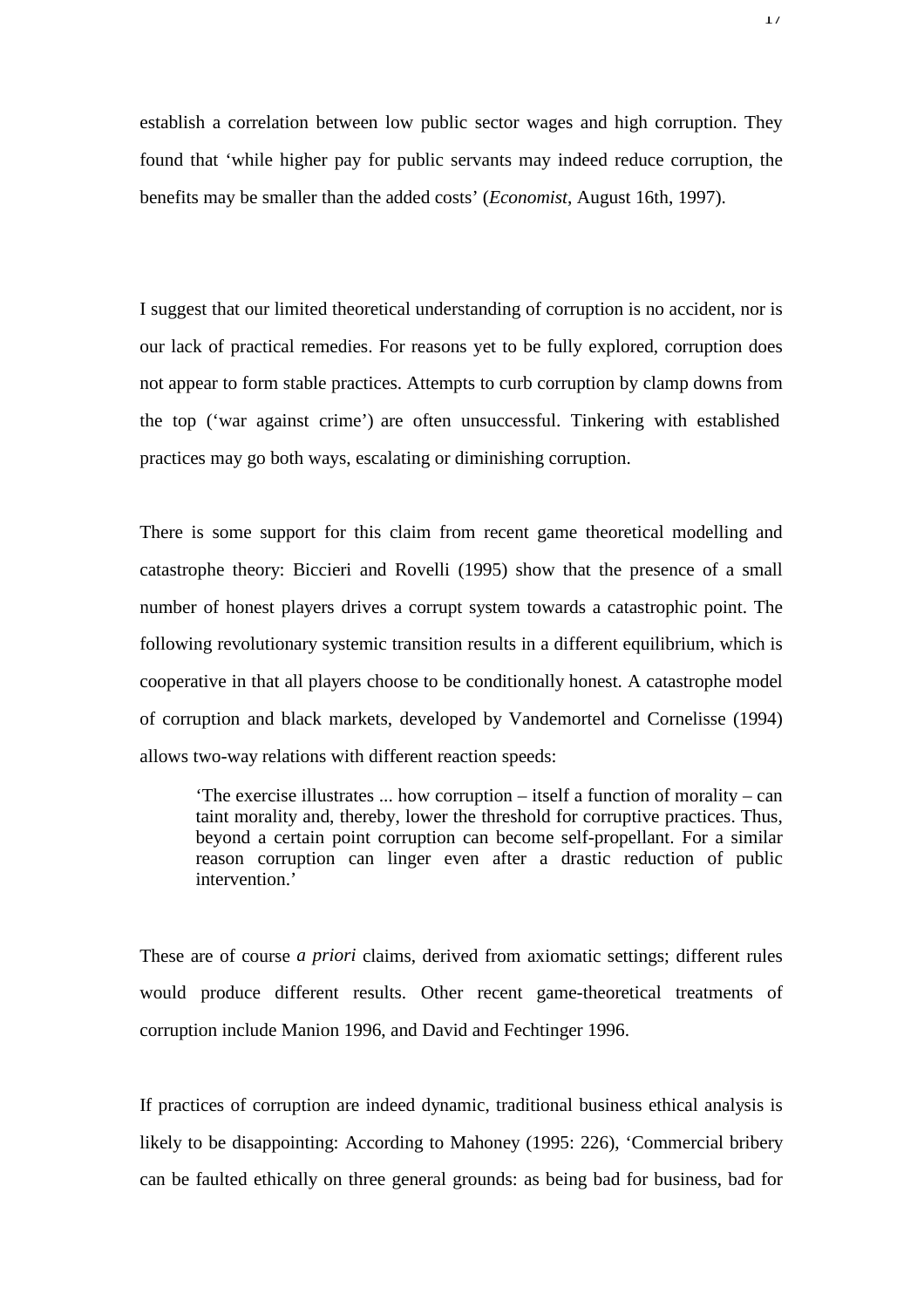establish a correlation between low public sector wages and high corruption. They found that ‘while higher pay for public servants may indeed reduce corruption, the benefits may be smaller than the added costs’ (*Economist*, August 16th, 1997).

I suggest that our limited theoretical understanding of corruption is no accident, nor is our lack of practical remedies. For reasons yet to be fully explored, corruption does not appear to form stable practices. Attempts to curb corruption by clamp downs from the top (‘war against crime’) are often unsuccessful. Tinkering with established practices may go both ways, escalating or diminishing corruption.

There is some support for this claim from recent game theoretical modelling and catastrophe theory: Biccieri and Rovelli (1995) show that the presence of a small number of honest players drives a corrupt system towards a catastrophic point. The following revolutionary systemic transition results in a different equilibrium, which is cooperative in that all players choose to be conditionally honest. A catastrophe model of corruption and black markets, developed by Vandemortel and Cornelisse (1994) allows two-way relations with different reaction speeds:

> ‘The exercise illustrates ... how corruption – itself a function of morality – can taint morality and, thereby, lower the threshold for corruptive practices. Thus, beyond a certain point corruption can become self-propellant. For a similar reason corruption can linger even after a drastic reduction of public intervention.’

These are of course *a priori* claims, derived from axiomatic settings; different rules would produce different results. Other recent game-theoretical treatments of corruption include Manion 1996, and David and Fechtinger 1996.

If practices of corruption are indeed dynamic, traditional business ethical analysis is likely to be disappointing: According to Mahoney (1995: 226), ‘Commercial bribery can be faulted ethically on three general grounds: as being bad for business, bad for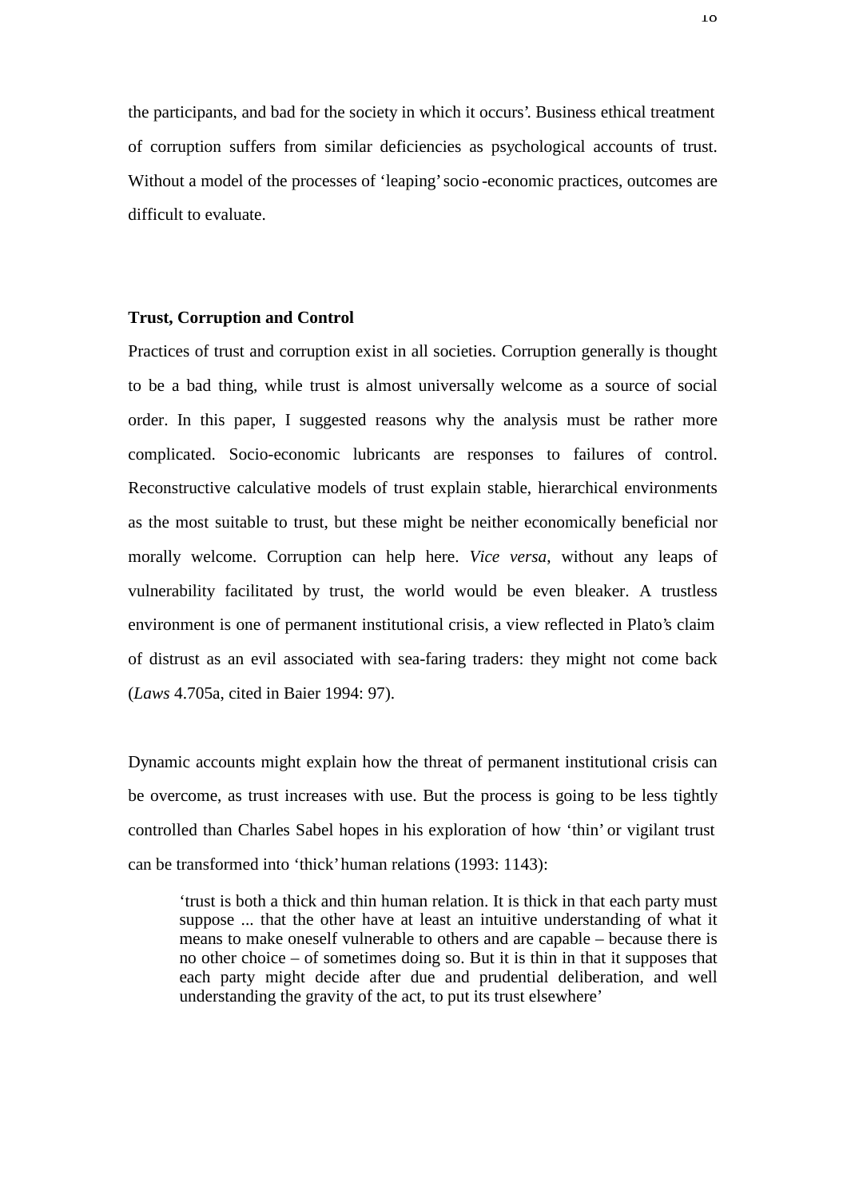the participants, and bad for the society in which it occurs'. Business ethical treatment of corruption suffers from similar deficiencies as psychological accounts of trust. Without a model of the processes of 'leaping' socio-economic practices, outcomes are difficult to evaluate.

## Trust, Corruption and Control

Practices of trust and corruption exist in all societies. Corruption generally is thought to be a bad thing, while trust is almost universally welcome as a source of social order. In this paper, I suggested reasons why the analysis must be rather more complicated. Socio-economic lubricants are responses to failures of control. Reconstructive calculative models of trust explain stable, hierarchical environments as the most suitable to trust, but these might be neither economically beneficial nor morally welcome. Corruption can help here. *Vice versa*, without any leaps of vulnerability facilitated by trust, the world would be even bleaker. A trustless environment is one of permanent institutional crisis, a view reflected in Plato's claim of distrust as an evil associated with sea-faring traders: they might not come back (*Laws* 4.705a, cited in Baier 1994: 97).

Dynamic accounts might explain how the threat of permanent institutional crisis can be overcome, as trust increases with use. But the process is going to be less tightly controlled than Charles Sabel hopes in his exploration of how 'thin' or vigilant trust can be transformed into 'thick' human relations (1993: 1143):

> 'trust is both a thick and thin human relation. It is thick in that each party must suppose ... that the other have at least an intuitive understanding of what it means to make oneself vulnerable to others and are capable – because there is no other choice – of sometimes doing so. But it is thin in that it supposes that each party might decide after due and prudential deliberation, and well understanding the gravity of the act, to put its trust elsewhere'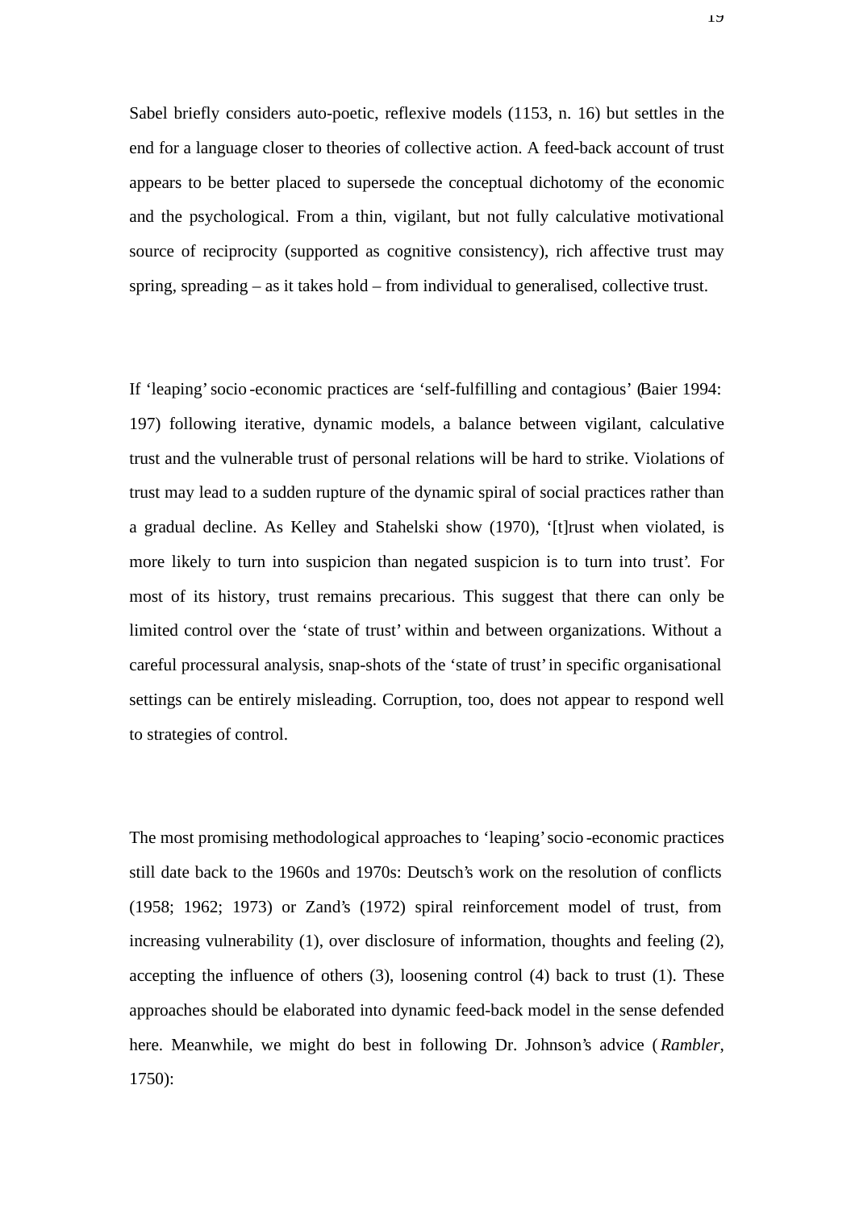Sabel briefly considers auto-poetic, reflexive models (1153, n. 16) but settles in the end for a language closer to theories of collective action. A feed-back account of trust appears to be better placed to supersede the conceptual dichotomy of the economic and the psychological. From a thin, vigilant, but not fully calculative motivational source of reciprocity (supported as cognitive consistency), rich affective trust may spring, spreading – as it takes hold – from individual to generalised, collective trust.

If 'leaping' socio-economic practices are 'self-fulfilling and contagious' (Baier 1994: 197) following iterative, dynamic models, a balance between vigilant, calculative trust and the vulnerable trust of personal relations will be hard to strike. Violations of trust may lead to a sudden rupture of the dynamic spiral of social practices rather than a gradual decline. As Kelley and Stahelski show (1970), '[t]rust when violated, is more likely to turn into suspicion than negated suspicion is to turn into trust'. For most of its history, trust remains precarious. This suggest that there can only be limited control over the 'state of trust' within and between organizations. Without a careful processural analysis, snap-shots of the 'state of trust' in specific organisational settings can be entirely misleading. Corruption, too, does not appear to respond well to strategies of control.

The most promising methodological approaches to 'leaping' socio-economic practices still date back to the 1960s and 1970s: Deutsch's work on the resolution of conflicts (1958; 1962; 1973) or Zand's (1972) spiral reinforcement model of trust, from increasing vulnerability (1), over disclosure of information, thoughts and feeling (2), accepting the influence of others (3), loosening control (4) back to trust (1). These approaches should be elaborated into dynamic feed-back model in the sense defended here. Meanwhile, we might do best in following Dr. Johnson's advice (*Rambler*, 1750):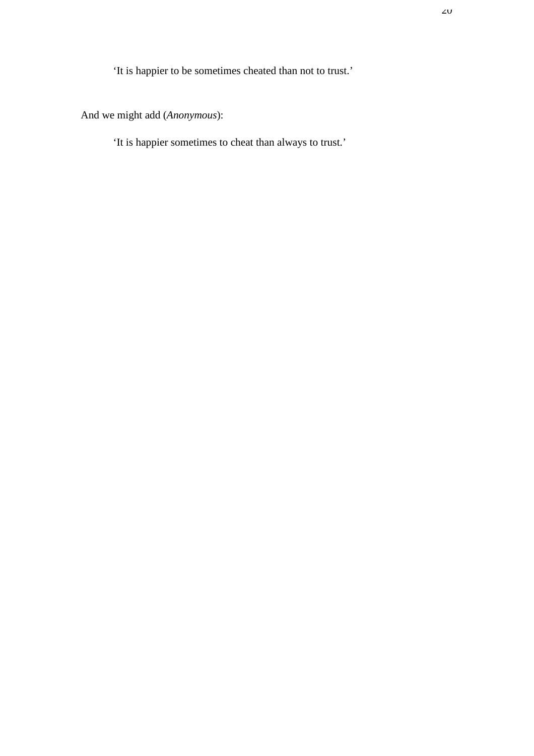> 'It is happier to be sometimes cheated than not to trust.'

And we might add (*Anonymous*):

> 'It is happier sometimes to cheat than always to trust.'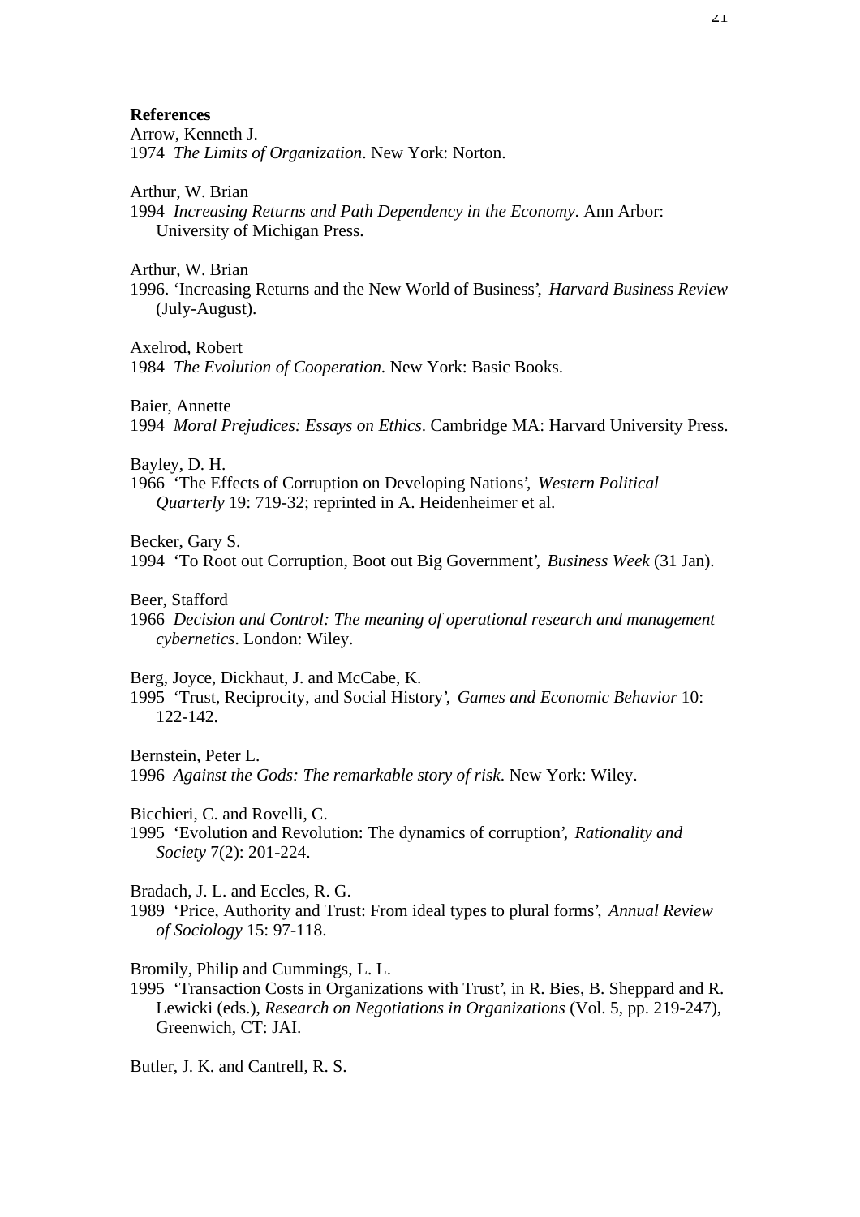**References**

Arrow, Kenneth J.
1974 *The Limits of Organization*. New York: Norton.

Arthur, W. Brian
1994 *Increasing Returns and Path Dependency in the Economy*. Ann Arbor: University of Michigan Press.

Arthur, W. Brian
1996. 'Increasing Returns and the New World of Business', *Harvard Business Review* (July-August).

Axelrod, Robert
1984 *The Evolution of Cooperation*. New York: Basic Books.

Baier, Annette
1994 *Moral Prejudices: Essays on Ethics*. Cambridge MA: Harvard University Press.

Bayley, D. H.
1966 'The Effects of Corruption on Developing Nations', *Western Political Quarterly* 19: 719-32; reprinted in A. Heidenheimer et al.

Becker, Gary S.
1994 'To Root out Corruption, Boot out Big Government', *Business Week* (31 Jan).

Beer, Stafford
1966 *Decision and Control: The meaning of operational research and management cybernetics*. London: Wiley.

Berg, Joyce, Dickhaut, J. and McCabe, K.
1995 'Trust, Reciprocity, and Social History', *Games and Economic Behavior* 10: 122-142.

Bernstein, Peter L.
1996 *Against the Gods: The remarkable story of risk*. New York: Wiley.

Bicchieri, C. and Rovelli, C.
1995 'Evolution and Revolution: The dynamics of corruption', *Rationality and Society* 7(2): 201-224.

Bradach, J. L. and Eccles, R. G.
1989 'Price, Authority and Trust: From ideal types to plural forms', *Annual Review of Sociology* 15: 97-118.

Bromily, Philip and Cummings, L. L.
1995 'Transaction Costs in Organizations with Trust', in R. Bies, B. Sheppard and R. Lewicki (eds.), *Research on Negotiations in Organizations* (Vol. 5, pp. 219-247), Greenwich, CT: JAI.

Butler, J. K. and Cantrell, R. S.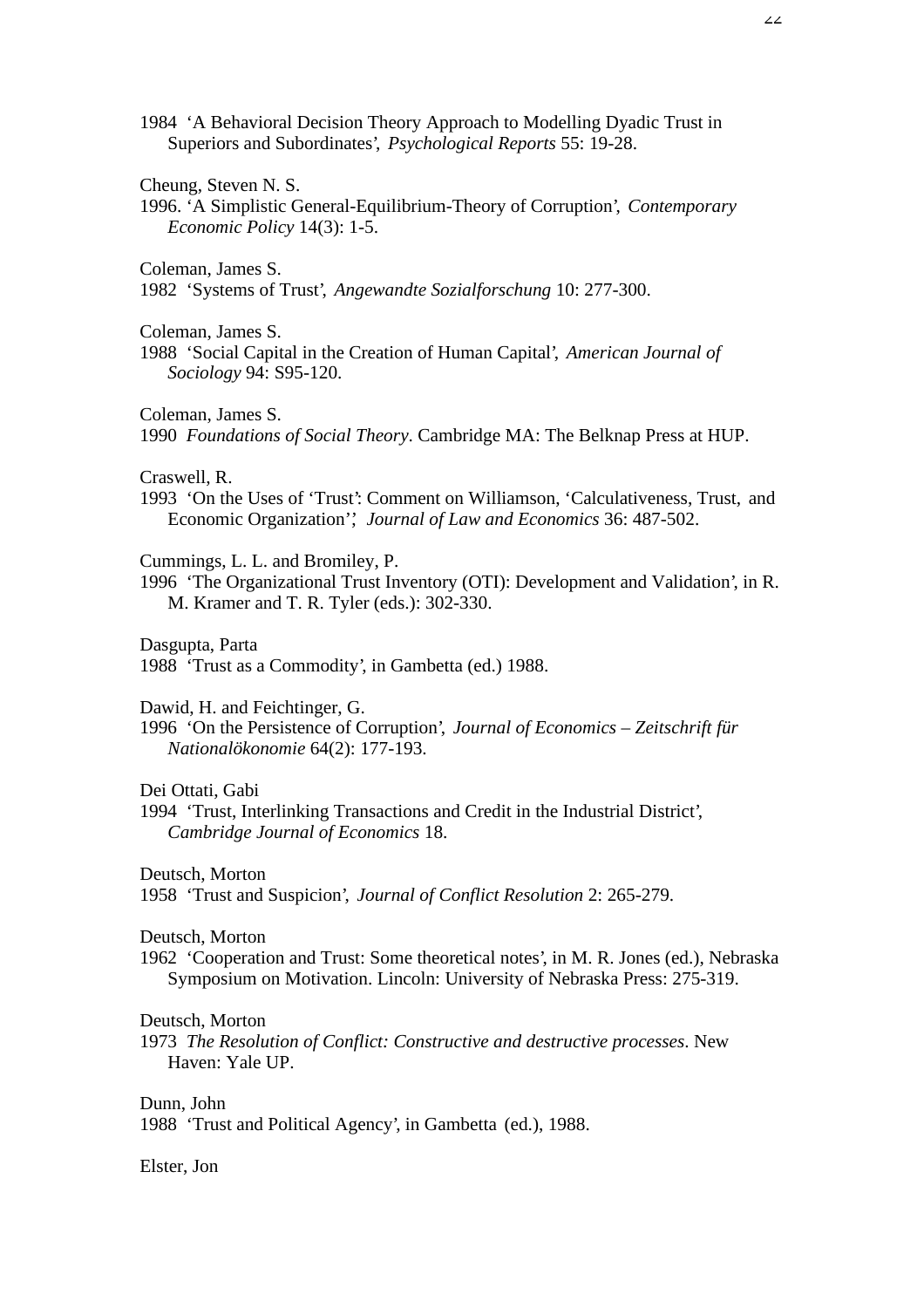1984 ‘A Behavioral Decision Theory Approach to Modelling Dyadic Trust in Superiors and Subordinates’, *Psychological Reports* 55: 19-28.

Cheung, Steven N. S.
1996. ‘A Simplistic General-Equilibrium-Theory of Corruption’, *Contemporary Economic Policy* 14(3): 1-5.

Coleman, James S.
1982 ‘Systems of Trust’, *Angewandte Sozialforschung* 10: 277-300.

Coleman, James S.
1988 ‘Social Capital in the Creation of Human Capital’, *American Journal of Sociology* 94: S95-120.

Coleman, James S.
1990 *Foundations of Social Theory*. Cambridge MA: The Belknap Press at HUP.

Craswell, R.
1993 ‘On the Uses of ‘Trust’: Comment on Williamson, ‘Calculativeness, Trust, and Economic Organization’’, *Journal of Law and Economics* 36: 487-502.

Cummings, L. L. and Bromiley, P.
1996 ‘The Organizational Trust Inventory (OTI): Development and Validation’, in R. M. Kramer and T. R. Tyler (eds.): 302-330.

Dasgupta, Parta
1988 ‘Trust as a Commodity’, in Gambetta (ed.) 1988.

Dawid, H. and Feichtinger, G.
1996 ‘On the Persistence of Corruption’, *Journal of Economics – Zeitschrift für Nationalökonomie* 64(2): 177-193.

Dei Ottati, Gabi
1994 ‘Trust, Interlinking Transactions and Credit in the Industrial District’, *Cambridge Journal of Economics* 18.

Deutsch, Morton
1958 ‘Trust and Suspicion’, *Journal of Conflict Resolution* 2: 265-279.

Deutsch, Morton
1962 ‘Cooperation and Trust: Some theoretical notes’, in M. R. Jones (ed.), Nebraska Symposium on Motivation. Lincoln: University of Nebraska Press: 275-319.

Deutsch, Morton
1973 *The Resolution of Conflict: Constructive and destructive processes*. New Haven: Yale UP.

Dunn, John
1988 ‘Trust and Political Agency’, in Gambetta (ed.), 1988.

Elster, Jon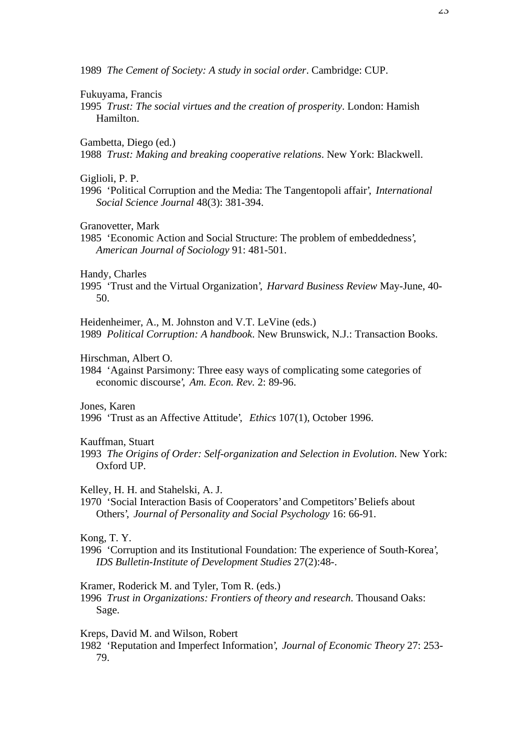1989 *The Cement of Society: A study in social order*. Cambridge: CUP.

Fukuyama, Francis
1995 *Trust: The social virtues and the creation of prosperity*. London: Hamish Hamilton.

Gambetta, Diego (ed.)
1988 *Trust: Making and breaking cooperative relations*. New York: Blackwell.

Giglioli, P. P.
1996 'Political Corruption and the Media: The Tangentopoli affair', *International Social Science Journal* 48(3): 381-394.

Granovetter, Mark
1985 'Economic Action and Social Structure: The problem of embeddedness', *American Journal of Sociology* 91: 481-501.

Handy, Charles
1995 'Trust and the Virtual Organization', *Harvard Business Review* May-June, 40-50.

Heidenheimer, A., M. Johnston and V.T. LeVine (eds.)
1989 *Political Corruption: A handbook*. New Brunswick, N.J.: Transaction Books.

Hirschman, Albert O.
1984 'Against Parsimony: Three easy ways of complicating some categories of economic discourse', *Am. Econ. Rev.* 2: 89-96.

Jones, Karen
1996 'Trust as an Affective Attitude', *Ethics* 107(1), October 1996.

Kauffman, Stuart
1993 *The Origins of Order: Self-organization and Selection in Evolution*. New York: Oxford UP.

Kelley, H. H. and Stahelski, A. J.
1970 'Social Interaction Basis of Cooperators' and Competitors' Beliefs about Others', *Journal of Personality and Social Psychology* 16: 66-91.

Kong, T. Y.
1996 'Corruption and its Institutional Foundation: The experience of South-Korea', *IDS Bulletin-Institute of Development Studies* 27(2):48-.

Kramer, Roderick M. and Tyler, Tom R. (eds.)
1996 *Trust in Organizations: Frontiers of theory and research*. Thousand Oaks: Sage.

Kreps, David M. and Wilson, Robert
1982 'Reputation and Imperfect Information', *Journal of Economic Theory* 27: 253-79.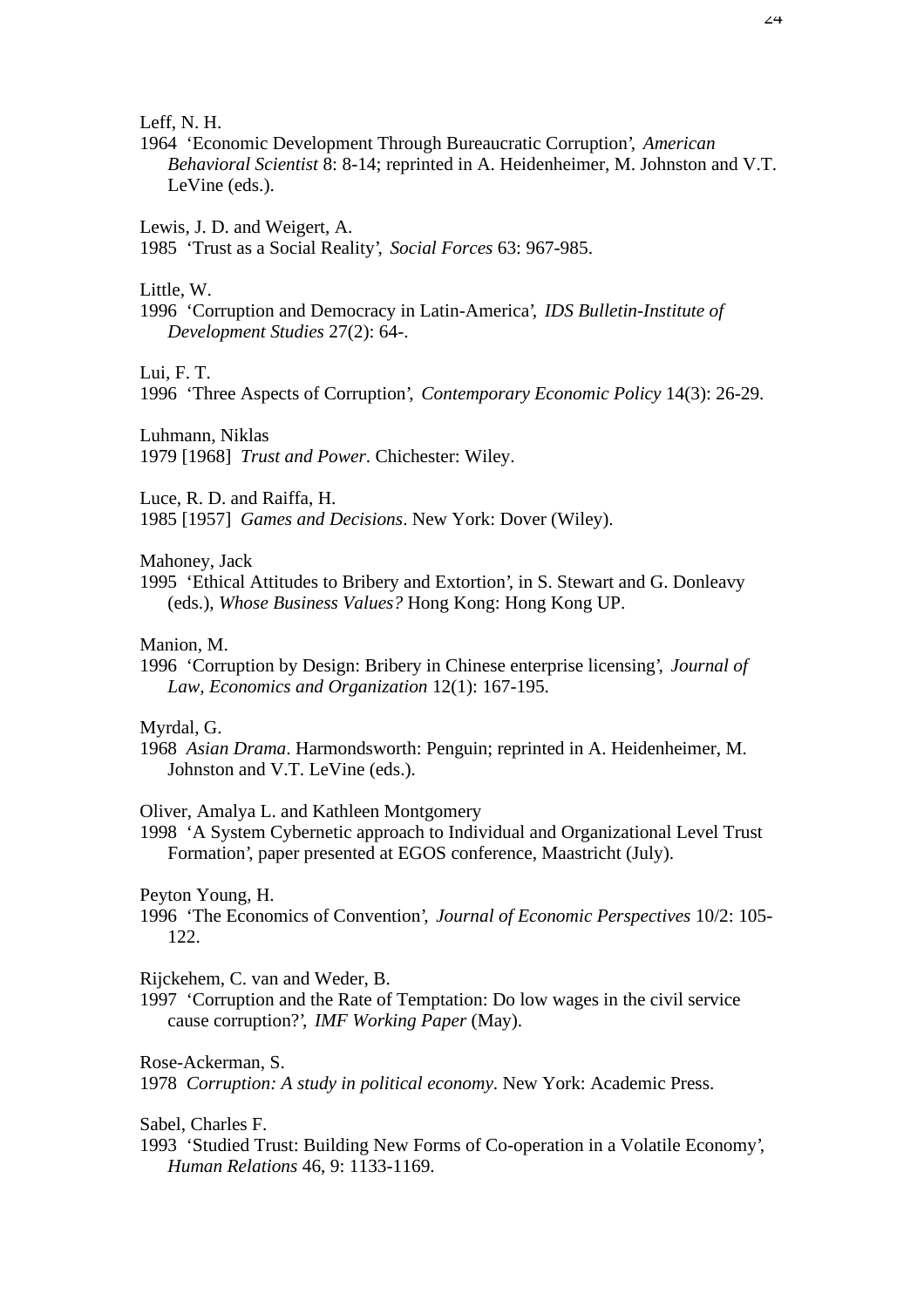Leff, N. H.
1964 'Economic Development Through Bureaucratic Corruption', *American Behavioral Scientist* 8: 8-14; reprinted in A. Heidenheimer, M. Johnston and V.T. LeVine (eds.).

Lewis, J. D. and Weigert, A.
1985 'Trust as a Social Reality', *Social Forces* 63: 967-985.

Little, W.
1996 'Corruption and Democracy in Latin-America', *IDS Bulletin-Institute of Development Studies* 27(2): 64-.

Lui, F. T.
1996 'Three Aspects of Corruption', *Contemporary Economic Policy* 14(3): 26-29.

Luhmann, Niklas
1979 [1968] *Trust and Power*. Chichester: Wiley.

Luce, R. D. and Raiffa, H.
1985 [1957] *Games and Decisions*. New York: Dover (Wiley).

Mahoney, Jack
1995 'Ethical Attitudes to Bribery and Extortion', in S. Stewart and G. Donleavy (eds.), *Whose Business Values?* Hong Kong: Hong Kong UP.

Manion, M.
1996 'Corruption by Design: Bribery in Chinese enterprise licensing', *Journal of Law, Economics and Organization* 12(1): 167-195.

Myrdal, G.
1968 *Asian Drama*. Harmondsworth: Penguin; reprinted in A. Heidenheimer, M. Johnston and V.T. LeVine (eds.).

Oliver, Amalya L. and Kathleen Montgomery
1998 'A System Cybernetic approach to Individual and Organizational Level Trust Formation', paper presented at EGOS conference, Maastricht (July).

Peyton Young, H.
1996 'The Economics of Convention', *Journal of Economic Perspectives* 10/2: 105-122.

Rijckehem, C. van and Weder, B.
1997 'Corruption and the Rate of Temptation: Do low wages in the civil service cause corruption?', *IMF Working Paper* (May).

Rose-Ackerman, S.
1978 *Corruption: A study in political economy*. New York: Academic Press.

Sabel, Charles F.
1993 'Studied Trust: Building New Forms of Co-operation in a Volatile Economy', *Human Relations* 46, 9: 1133-1169.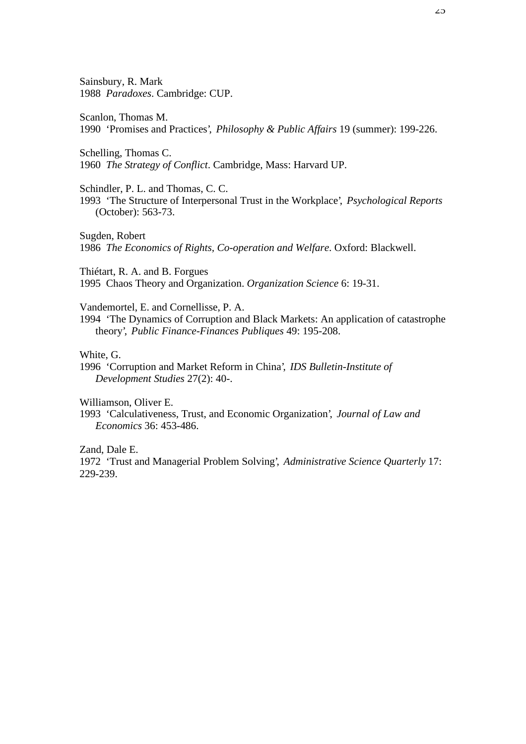Sainsbury, R. Mark
1988 *Paradoxes*. Cambridge: CUP.

Scanlon, Thomas M.
1990 'Promises and Practices', *Philosophy & Public Affairs* 19 (summer): 199-226.

Schelling, Thomas C.
1960 *The Strategy of Conflict*. Cambridge, Mass: Harvard UP.

Schindler, P. L. and Thomas, C. C.
1993 'The Structure of Interpersonal Trust in the Workplace', *Psychological Reports* (October): 563-73.

Sugden, Robert
1986 *The Economics of Rights, Co-operation and Welfare*. Oxford: Blackwell.

Thiétart, R. A. and B. Forgues
1995 Chaos Theory and Organization. *Organization Science* 6: 19-31.

Vandemortel, E. and Cornellisse, P. A.
1994 'The Dynamics of Corruption and Black Markets: An application of catastrophe theory', *Public Finance-Finances Publiques* 49: 195-208.

White, G.
1996 'Corruption and Market Reform in China', *IDS Bulletin-Institute of Development Studies* 27(2): 40-.

Williamson, Oliver E.
1993 'Calculativeness, Trust, and Economic Organization', *Journal of Law and Economics* 36: 453-486.

Zand, Dale E.
1972 'Trust and Managerial Problem Solving', *Administrative Science Quarterly* 17: 229-239.